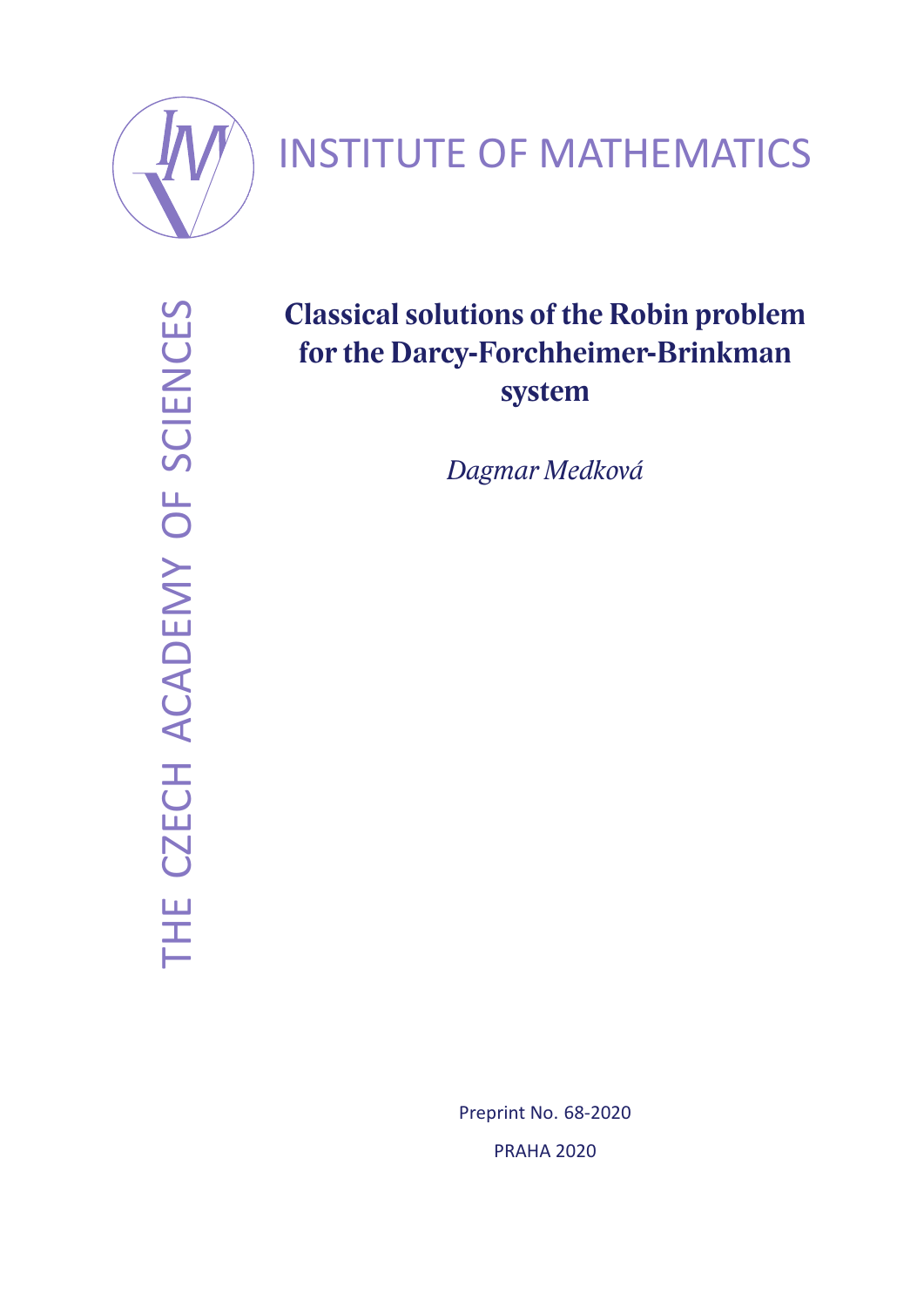INSTITUTE OF MATHEMATICS

THE CZECH ACADEMY OF SCIENCES

# Classical solutions of the Robin problem for the Darcy-Forchheimer-Brinkman system

*Dagmar Medková*

Preprint No. 68-2020

PRAHA 2020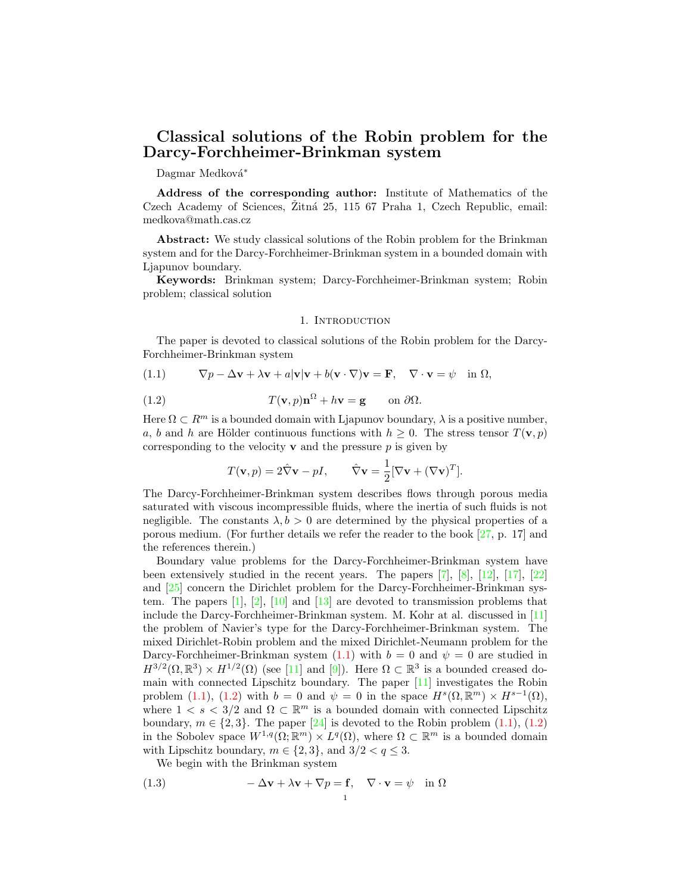# Classical solutions of the Robin problem for the Darcy-Forchheimer-Brinkman system

Dagmar Medková*

**Address of the corresponding author:** Institute of Mathematics of the Czech Academy of Sciences, Žitná 25, 115 67 Praha 1, Czech Republic, email: medkova@math.cas.cz

**Abstract:** We study classical solutions of the Robin problem for the Brinkman system and for the Darcy-Forchheimer-Brinkman system in a bounded domain with Ljapunov boundary.

**Keywords:** Brinkman system; Darcy-Forchheimer-Brinkman system; Robin problem; classical solution

## 1. Introduction

The paper is devoted to classical solutions of the Robin problem for the Darcy-Forchheimer-Brinkman system

$$\nabla p - \Delta \mathbf{v} + \lambda \mathbf{v} + a|\mathbf{v}|\mathbf{v} + b(\mathbf{v} \cdot \nabla)\mathbf{v} = \mathbf{F}, \quad \nabla \cdot \mathbf{v} = \psi \quad \text{in } \Omega, \tag{1.1}$$

$$T(\mathbf{v}, p)\mathbf{n}^\Omega + h\mathbf{v} = \mathbf{g} \qquad \text{on } \partial\Omega. \tag{1.2}$$

Here $\Omega \subset R^m$ is a bounded domain with Ljapunov boundary, $\lambda$ is a positive number, $a$, $b$ and $h$ are Hölder continuous functions with $h \geq 0$. The stress tensor $T(\mathbf{v}, p)$ corresponding to the velocity $\mathbf{v}$ and the pressure $p$ is given by

$$T(\mathbf{v}, p) = 2\hat{\nabla}\mathbf{v} - pI, \qquad \hat{\nabla}\mathbf{v} = \frac{1}{2}[\nabla \mathbf{v} + (\nabla \mathbf{v})^T].$$

The Darcy-Forchheimer-Brinkman system describes flows through porous media saturated with viscous incompressible fluids, where the inertia of such fluids is not negligible. The constants $\lambda, b > 0$ are determined by the physical properties of a porous medium. (For further details we refer the reader to the book [27, p. 17] and the references therein.)

Boundary value problems for the Darcy-Forchheimer-Brinkman system have been extensively studied in the recent years. The papers [7], [8], [12], [17], [22] and [25] concern the Dirichlet problem for the Darcy-Forchheimer-Brinkman system. The papers [1], [2], [10] and [13] are devoted to transmission problems that include the Darcy-Forchheimer-Brinkman system. M. Kohr at al. discussed in [11] the problem of Navier's type for the Darcy-Forchheimer-Brinkman system. The mixed Dirichlet-Robin problem and the mixed Dirichlet-Neumann problem for the Darcy-Forchheimer-Brinkman system (1.1) with $b = 0$ and $\psi = 0$ are studied in $H^{3/2}(\Omega, \mathbb{R}^3) \times H^{1/2}(\Omega)$ (see [11] and [9]). Here $\Omega \subset \mathbb{R}^3$ is a bounded creased domain with connected Lipschitz boundary. The paper [11] investigates the Robin problem (1.1), (1.2) with $b = 0$ and $\psi = 0$ in the space $H^s(\Omega, \mathbb{R}^m) \times H^{s-1}(\Omega)$, where $1 < s < 3/2$ and $\Omega \subset \mathbb{R}^m$ is a bounded domain with connected Lipschitz boundary, $m \in \{2, 3\}$. The paper [24] is devoted to the Robin problem (1.1), (1.2) in the Sobolev space $W^{1,q}(\Omega; \mathbb{R}^m) \times L^q(\Omega)$, where $\Omega \subset \mathbb{R}^m$ is a bounded domain with Lipschitz boundary, $m \in \{2, 3\}$, and $3/2 < q \leq 3$.

We begin with the Brinkman system

$$-\Delta \mathbf{v} + \lambda \mathbf{v} + \nabla p = \mathbf{f}, \quad \nabla \cdot \mathbf{v} = \psi \quad \text{in } \Omega \tag{1.3}$$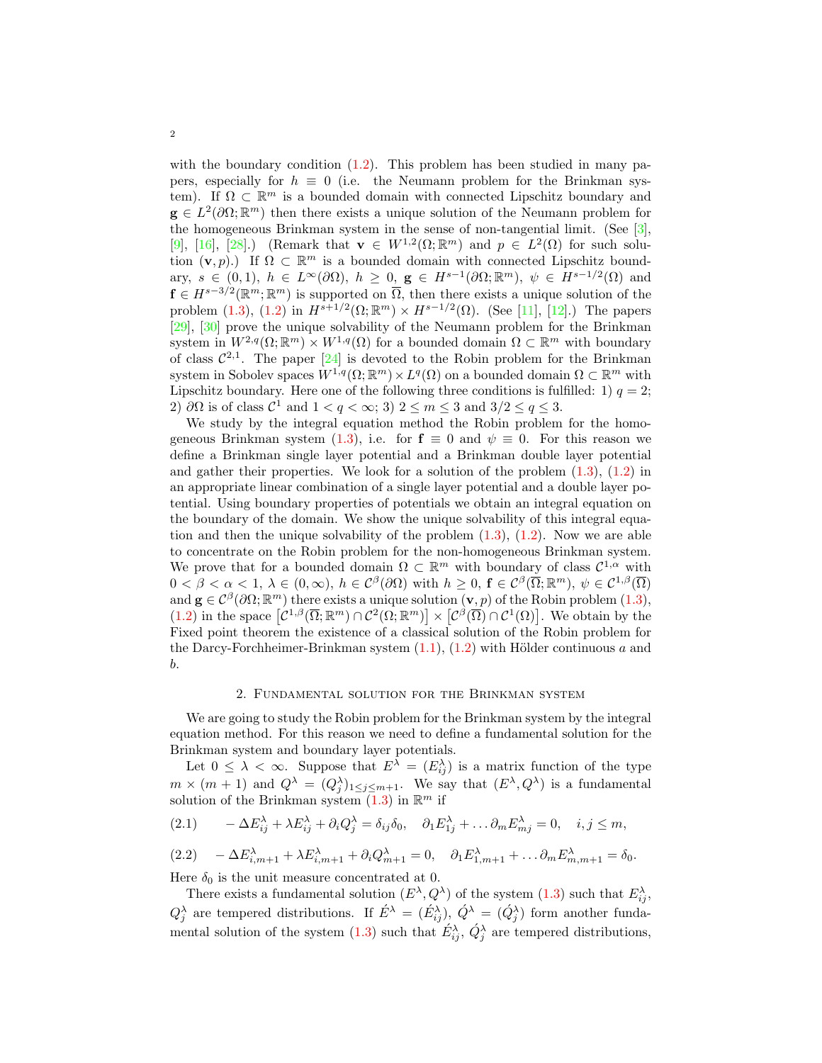with the boundary condition (1.2). This problem has been studied in many papers, especially for $h \equiv 0$ (i.e. the Neumann problem for the Brinkman system). If $\Omega \subset \mathbb{R}^m$ is a bounded domain with connected Lipschitz boundary and $\mathbf{g} \in L^2(\partial\Omega; \mathbb{R}^m)$ then there exists a unique solution of the Neumann problem for the homogeneous Brinkman system in the sense of non-tangential limit. (See [3], [9], [16], [28].) (Remark that $\mathbf{v} \in W^{1,2}(\Omega; \mathbb{R}^m)$ and $p \in L^2(\Omega)$ for such solution $(\mathbf{v}, p)$.) If $\Omega \subset \mathbb{R}^m$ is a bounded domain with connected Lipschitz boundary, $s \in (0,1)$, $h \in L^\infty(\partial\Omega)$, $h \geq 0$, $\mathbf{g} \in H^{s-1}(\partial\Omega; \mathbb{R}^m)$, $\psi \in H^{s-1/2}(\Omega)$ and $\mathbf{f} \in H^{s-3/2}(\mathbb{R}^m; \mathbb{R}^m)$ is supported on $\overline{\Omega}$, then there exists a unique solution of the problem (1.3), (1.2) in $H^{s+1/2}(\Omega; \mathbb{R}^m) \times H^{s-1/2}(\Omega)$. (See [11], [12].) The papers [29], [30] prove the unique solvability of the Neumann problem for the Brinkman system in $W^{2,q}(\Omega; \mathbb{R}^m) \times W^{1,q}(\Omega)$ for a bounded domain $\Omega \subset \mathbb{R}^m$ with boundary of class $\mathcal{C}^{2,1}$. The paper [24] is devoted to the Robin problem for the Brinkman system in Sobolev spaces $W^{1,q}(\Omega; \mathbb{R}^m) \times L^q(\Omega)$ on a bounded domain $\Omega \subset \mathbb{R}^m$ with Lipschitz boundary. Here one of the following three conditions is fulfilled: 1) $q = 2$; 2) $\partial\Omega$ is of class $\mathcal{C}^1$ and $1 < q < \infty$; 3) $2 \leq m \leq 3$ and $3/2 \leq q \leq 3$.

We study by the integral equation method the Robin problem for the homogeneous Brinkman system (1.3), i.e. for $\mathbf{f} \equiv 0$ and $\psi \equiv 0$. For this reason we define a Brinkman single layer potential and a Brinkman double layer potential and gather their properties. We look for a solution of the problem (1.3), (1.2) in an appropriate linear combination of a single layer potential and a double layer potential. Using boundary properties of potentials we obtain an integral equation on the boundary of the domain. We show the unique solvability of this integral equation and then the unique solvability of the problem (1.3), (1.2). Now we are able to concentrate on the Robin problem for the non-homogeneous Brinkman system. We prove that for a bounded domain $\Omega \subset \mathbb{R}^m$ with boundary of class $\mathcal{C}^{1,\alpha}$ with $0 < \beta < \alpha < 1$, $\lambda \in (0, \infty)$, $h \in \mathcal{C}^\beta(\partial\Omega)$ with $h \geq 0$, $\mathbf{f} \in \mathcal{C}^\beta(\overline{\Omega}; \mathbb{R}^m)$, $\psi \in \mathcal{C}^{1,\beta}(\overline{\Omega})$ and $\mathbf{g} \in \mathcal{C}^\beta(\partial\Omega; \mathbb{R}^m)$ there exists a unique solution $(\mathbf{v}, p)$ of the Robin problem (1.3), (1.2) in the space $\left[\mathcal{C}^{1,\beta}(\overline{\Omega}; \mathbb{R}^m) \cap \mathcal{C}^2(\Omega; \mathbb{R}^m)\right] \times \left[\mathcal{C}^\beta(\overline{\Omega}) \cap \mathcal{C}^1(\Omega)\right]$. We obtain by the Fixed point theorem the existence of a classical solution of the Robin problem for the Darcy-Forchheimer-Brinkman system (1.1), (1.2) with Hölder continuous $a$ and $b$.

## 2. Fundamental solution for the Brinkman system

We are going to study the Robin problem for the Brinkman system by the integral equation method. For this reason we need to define a fundamental solution for the Brinkman system and boundary layer potentials.

Let $0 \leq \lambda < \infty$. Suppose that $E^\lambda = (E^\lambda_{ij})$ is a matrix function of the type $m \times (m+1)$ and $Q^\lambda = (Q^\lambda_j)_{1 \leq j \leq m+1}$. We say that $(E^\lambda, Q^\lambda)$ is a fundamental solution of the Brinkman system (1.3) in $\mathbb{R}^m$ if

$$(2.1) \qquad -\Delta E^\lambda_{ij} + \lambda E^\lambda_{ij} + \partial_i Q^\lambda_j = \delta_{ij}\delta_0, \quad \partial_1 E^\lambda_{1j} + \dots \partial_m E^\lambda_{mj} = 0, \quad i, j \leq m,$$

$$(2.2) \quad -\Delta E^\lambda_{i,m+1} + \lambda E^\lambda_{i,m+1} + \partial_i Q^\lambda_{m+1} = 0, \quad \partial_1 E^\lambda_{1,m+1} + \dots \partial_m E^\lambda_{m,m+1} = \delta_0.$$

Here $\delta_0$ is the unit measure concentrated at 0.

There exists a fundamental solution $(E^\lambda, Q^\lambda)$ of the system (1.3) such that $E^\lambda_{ij}$, $Q^\lambda_j$ are tempered distributions. If $\acute{E}^\lambda = (\acute{E}^\lambda_{ij})$, $\acute{Q}^\lambda = (\acute{Q}^\lambda_j)$ form another fundamental solution of the system (1.3) such that $\acute{E}^\lambda_{ij}$, $\acute{Q}^\lambda_j$ are tempered distributions,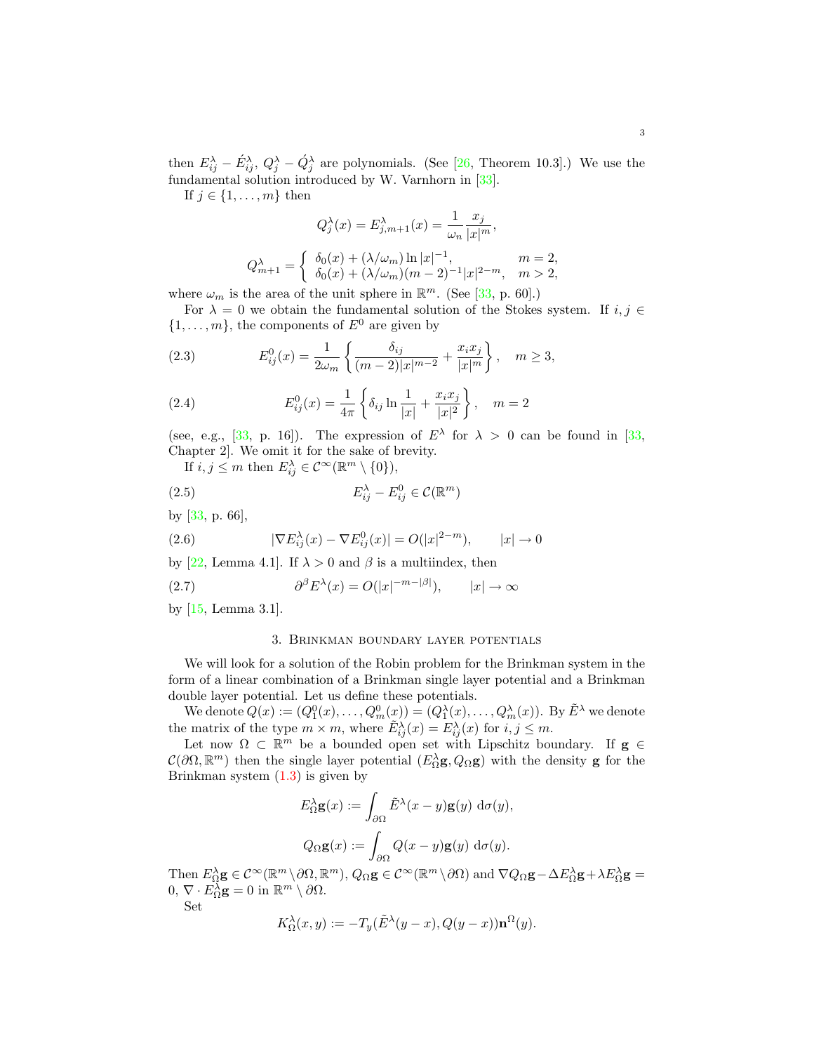then $E^\lambda_{ij} - \acute{E}^\lambda_{ij}$, $Q^\lambda_j - \acute{Q}^\lambda_j$ are polynomials. (See [26, Theorem 10.3].) We use the fundamental solution introduced by W. Varnhorn in [33].

If $j \in \{1, \dots, m\}$ then

$$Q^\lambda_j(x) = E^\lambda_{j,m+1}(x) = \frac{1}{\omega_n} \frac{x_j}{|x|^m},$$

$$Q^\lambda_{m+1} = \begin{cases} \delta_0(x) + (\lambda/\omega_m) \ln |x|^{-1}, & m = 2, \\ \delta_0(x) + (\lambda/\omega_m)(m-2)^{-1}|x|^{2-m}, & m > 2, \end{cases}$$

where $\omega_m$ is the area of the unit sphere in $\mathbb{R}^m$. (See [33, p. 60].)

For $\lambda = 0$ we obtain the fundamental solution of the Stokes system. If $i, j \in \{1, \dots, m\}$, the components of $E^0$ are given by

$$E^0_{ij}(x) = \frac{1}{2\omega_m} \left\{ \frac{\delta_{ij}}{(m-2)|x|^{m-2}} + \frac{x_i x_j}{|x|^m} \right\}, \quad m \geq 3, \tag{2.3}$$

$$E^0_{ij}(x) = \frac{1}{4\pi} \left\{ \delta_{ij} \ln \frac{1}{|x|} + \frac{x_i x_j}{|x|^2} \right\}, \quad m = 2 \tag{2.4}$$

(see, e.g., [33, p. 16]). The expression of $E^\lambda$ for $\lambda > 0$ can be found in [33, Chapter 2]. We omit it for the sake of brevity.

If $i, j \leq m$ then $E^\lambda_{ij} \in \mathcal{C}^\infty(\mathbb{R}^m \setminus \{0\})$,

$$E^\lambda_{ij} - E^0_{ij} \in \mathcal{C}(\mathbb{R}^m) \tag{2.5}$$

by [33, p. 66],

$$|\nabla E^\lambda_{ij}(x) - \nabla E^0_{ij}(x)| = O(|x|^{2-m}), \qquad |x| \to 0 \tag{2.6}$$

by [22, Lemma 4.1]. If $\lambda > 0$ and $\beta$ is a multiindex, then

$$\partial^\beta E^\lambda(x) = O(|x|^{-m-|\beta|}), \qquad |x| \to \infty \tag{2.7}$$

by [15, Lemma 3.1].

## 3. Brinkman boundary layer potentials

We will look for a solution of the Robin problem for the Brinkman system in the form of a linear combination of a Brinkman single layer potential and a Brinkman double layer potential. Let us define these potentials.

We denote $Q(x) := (Q^0_1(x), \dots, Q^0_m(x)) = (Q^\lambda_1(x), \dots, Q^\lambda_m(x))$. By $\tilde{E}^\lambda$ we denote the matrix of the type $m \times m$, where $\tilde{E}^\lambda_{ij}(x) = E^\lambda_{ij}(x)$ for $i, j \leq m$.

Let now $\Omega \subset \mathbb{R}^m$ be a bounded open set with Lipschitz boundary. If $\mathbf{g} \in \mathcal{C}(\partial\Omega, \mathbb{R}^m)$ then the single layer potential $(E^\lambda_\Omega \mathbf{g}, Q_\Omega \mathbf{g})$ with the density $\mathbf{g}$ for the Brinkman system (1.3) is given by

$$E^\lambda_\Omega \mathbf{g}(x) := \int_{\partial\Omega} \tilde{E}^\lambda(x-y)\mathbf{g}(y) \, d\sigma(y),$$

$$Q_\Omega \mathbf{g}(x) := \int_{\partial\Omega} Q(x-y)\mathbf{g}(y) \, d\sigma(y).$$

Then $E^\lambda_\Omega \mathbf{g} \in \mathcal{C}^\infty(\mathbb{R}^m \setminus \partial\Omega, \mathbb{R}^m)$, $Q_\Omega \mathbf{g} \in \mathcal{C}^\infty(\mathbb{R}^m \setminus \partial\Omega)$ and $\nabla Q_\Omega \mathbf{g} - \Delta E^\lambda_\Omega \mathbf{g} + \lambda E^\lambda_\Omega \mathbf{g} = 0$, $\nabla \cdot E^\lambda_\Omega \mathbf{g} = 0$ in $\mathbb{R}^m \setminus \partial\Omega$.

Set

$$K^\lambda_\Omega(x, y) := -T_y(\tilde{E}^\lambda(y-x), Q(y-x))\mathbf{n}^\Omega(y).$$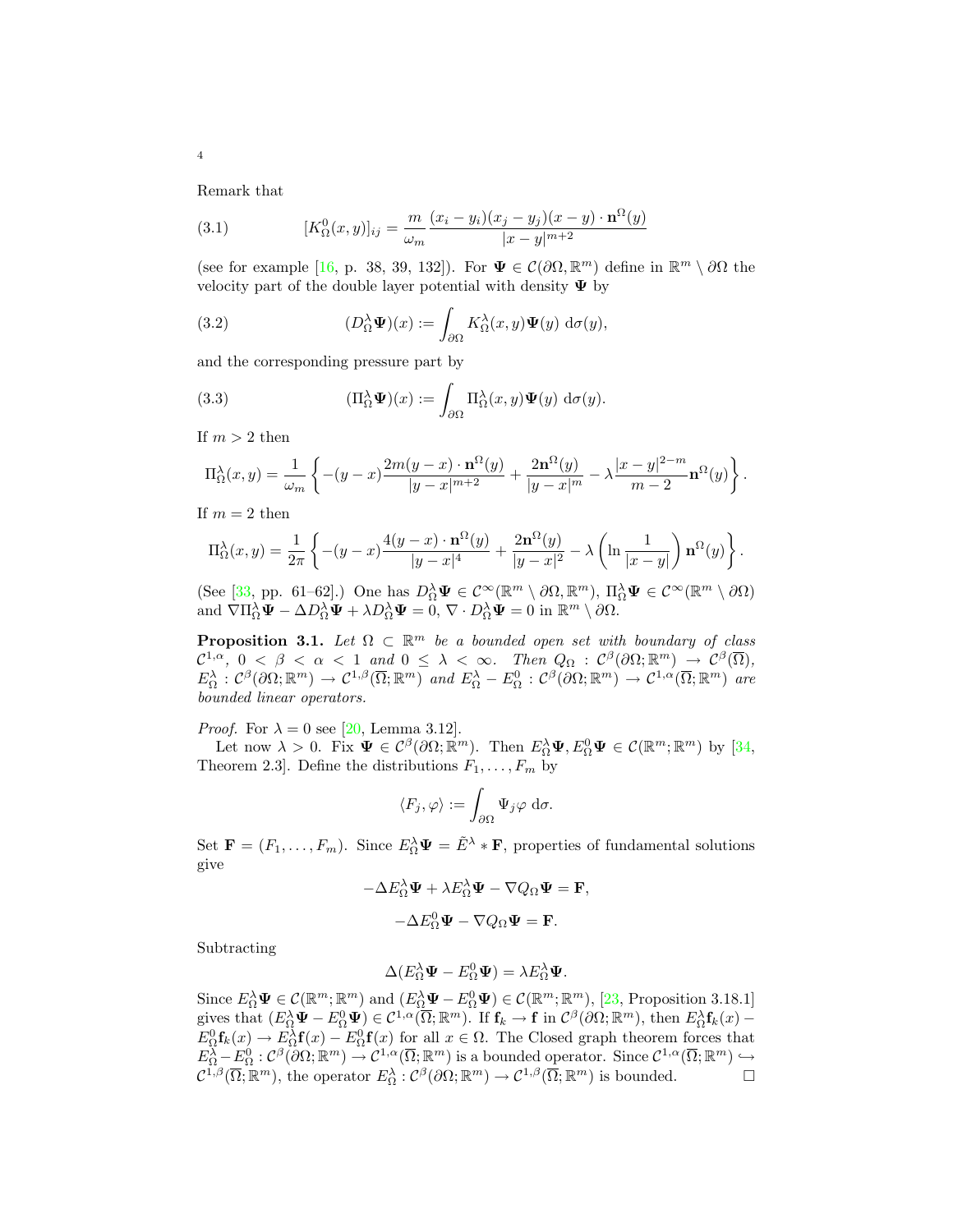Remark that

$$
[K_\Omega^0(x,y)]_{ij} = \frac{m}{\omega_m}\frac{(x_i-y_i)(x_j-y_j)(x-y)\cdot \mathbf{n}^\Omega(y)}{|x-y|^{m+2}} \tag{3.1}
$$

(see for example [16, p. 38, 39, 132]). For $\boldsymbol{\Psi} \in \mathcal{C}(\partial\Omega, \mathbb{R}^m)$ define in $\mathbb{R}^m \setminus \partial\Omega$ the velocity part of the double layer potential with density $\boldsymbol{\Psi}$ by

$$
(D_\Omega^\lambda \boldsymbol{\Psi})(x) := \int_{\partial\Omega} K_\Omega^\lambda(x,y)\boldsymbol{\Psi}(y)\ \mathrm{d}\sigma(y), \tag{3.2}
$$

and the corresponding pressure part by

$$
(\Pi_\Omega^\lambda \boldsymbol{\Psi})(x) := \int_{\partial\Omega} \Pi_\Omega^\lambda(x,y)\boldsymbol{\Psi}(y)\ \mathrm{d}\sigma(y). \tag{3.3}
$$

If $m > 2$ then

$$
\Pi_\Omega^\lambda(x,y) = \frac{1}{\omega_m}\left\{ -(y-x)\frac{2m(y-x)\cdot \mathbf{n}^\Omega(y)}{|y-x|^{m+2}} + \frac{2\mathbf{n}^\Omega(y)}{|y-x|^m} - \lambda\frac{|x-y|^{2-m}}{m-2}\mathbf{n}^\Omega(y)\right\}.
$$

If $m = 2$ then

$$
\Pi_\Omega^\lambda(x,y) = \frac{1}{2\pi}\left\{ -(y-x)\frac{4(y-x)\cdot \mathbf{n}^\Omega(y)}{|y-x|^{4}} + \frac{2\mathbf{n}^\Omega(y)}{|y-x|^2} - \lambda\left(\ln\frac{1}{|x-y|}\right)\mathbf{n}^\Omega(y)\right\}.
$$

(See [33, pp. 61–62].) One has $D_\Omega^\lambda \boldsymbol{\Psi} \in \mathcal{C}^\infty(\mathbb{R}^m \setminus \partial\Omega, \mathbb{R}^m)$, $\Pi_\Omega^\lambda \boldsymbol{\Psi} \in \mathcal{C}^\infty(\mathbb{R}^m \setminus \partial\Omega)$ and $\nabla \Pi_\Omega^\lambda \boldsymbol{\Psi} - \Delta D_\Omega^\lambda \boldsymbol{\Psi} + \lambda D_\Omega^\lambda \boldsymbol{\Psi} = 0$, $\nabla \cdot D_\Omega^\lambda \boldsymbol{\Psi} = 0$ in $\mathbb{R}^m \setminus \partial\Omega$.

**Proposition 3.1.** *Let $\Omega \subset \mathbb{R}^m$ be a bounded open set with boundary of class $\mathcal{C}^{1,\alpha}$, $0 < \beta < \alpha < 1$ and $0 \le \lambda < \infty$. Then $Q_\Omega : \mathcal{C}^\beta(\partial\Omega;\mathbb{R}^m) \to \mathcal{C}^\beta(\overline{\Omega})$, $E_\Omega^\lambda : \mathcal{C}^\beta(\partial\Omega;\mathbb{R}^m) \to \mathcal{C}^{1,\beta}(\overline{\Omega};\mathbb{R}^m)$ and $E_\Omega^\lambda - E_\Omega^0 : \mathcal{C}^\beta(\partial\Omega;\mathbb{R}^m) \to \mathcal{C}^{1,\alpha}(\overline{\Omega};\mathbb{R}^m)$ are bounded linear operators.*

*Proof.* For $\lambda = 0$ see [20, Lemma 3.12].

Let now $\lambda > 0$. Fix $\boldsymbol{\Psi} \in \mathcal{C}^\beta(\partial\Omega;\mathbb{R}^m)$. Then $E_\Omega^\lambda \boldsymbol{\Psi}, E_\Omega^0 \boldsymbol{\Psi} \in \mathcal{C}(\mathbb{R}^m;\mathbb{R}^m)$ by [34, Theorem 2.3]. Define the distributions $F_1, \dots, F_m$ by

$$
\langle F_j, \varphi\rangle := \int_{\partial\Omega} \Psi_j \varphi\ \mathrm{d}\sigma.
$$

Set $\mathbf{F} = (F_1, \dots, F_m)$. Since $E_\Omega^\lambda \boldsymbol{\Psi} = \tilde{E}^\lambda * \mathbf{F}$, properties of fundamental solutions give

$$
-\Delta E_\Omega^\lambda \boldsymbol{\Psi} + \lambda E_\Omega^\lambda \boldsymbol{\Psi} - \nabla Q_\Omega \boldsymbol{\Psi} = \mathbf{F},
$$

$$
-\Delta E_\Omega^0 \boldsymbol{\Psi} - \nabla Q_\Omega \boldsymbol{\Psi} = \mathbf{F}.
$$

Subtracting

$$
\Delta(E_\Omega^\lambda \boldsymbol{\Psi} - E_\Omega^0 \boldsymbol{\Psi}) = \lambda E_\Omega^\lambda \boldsymbol{\Psi}.
$$

Since $E_\Omega^\lambda \boldsymbol{\Psi} \in \mathcal{C}(\mathbb{R}^m;\mathbb{R}^m)$ and $(E_\Omega^\lambda \boldsymbol{\Psi} - E_\Omega^0 \boldsymbol{\Psi}) \in \mathcal{C}(\mathbb{R}^m;\mathbb{R}^m)$, [23, Proposition 3.18.1] gives that $(E_\Omega^\lambda \boldsymbol{\Psi} - E_\Omega^0 \boldsymbol{\Psi}) \in \mathcal{C}^{1,\alpha}(\overline{\Omega};\mathbb{R}^m)$. If $\mathbf{f}_k \to \mathbf{f}$ in $\mathcal{C}^\beta(\partial\Omega;\mathbb{R}^m)$, then $E_\Omega^\lambda \mathbf{f}_k(x) - E_\Omega^0 \mathbf{f}_k(x) \to E_\Omega^\lambda \mathbf{f}(x) - E_\Omega^0 \mathbf{f}(x)$ for all $x \in \Omega$. The Closed graph theorem forces that $E_\Omega^\lambda - E_\Omega^0 : \mathcal{C}^\beta(\partial\Omega;\mathbb{R}^m) \to \mathcal{C}^{1,\alpha}(\overline{\Omega};\mathbb{R}^m)$ is a bounded operator. Since $\mathcal{C}^{1,\alpha}(\overline{\Omega};\mathbb{R}^m) \hookrightarrow \mathcal{C}^{1,\beta}(\overline{\Omega};\mathbb{R}^m)$, the operator $E_\Omega^\lambda : \mathcal{C}^\beta(\partial\Omega;\mathbb{R}^m) \to \mathcal{C}^{1,\beta}(\overline{\Omega};\mathbb{R}^m)$ is bounded. $\square$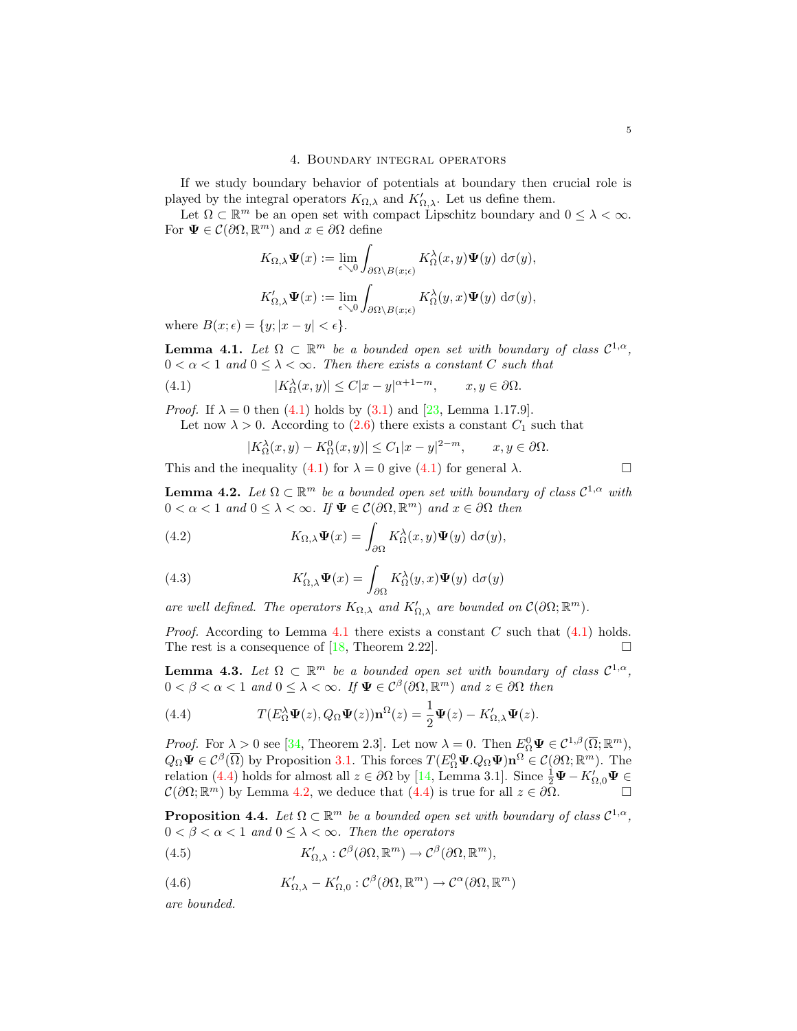## 4. Boundary integral operators

If we study boundary behavior of potentials at boundary then crucial role is played by the integral operators $K_{\Omega,\lambda}$ and $K'_{\Omega,\lambda}$. Let us define them.

Let $\Omega \subset \mathbb{R}^m$ be an open set with compact Lipschitz boundary and $0 \leq \lambda < \infty$. For $\mathbf{\Psi} \in \mathcal{C}(\partial\Omega, \mathbb{R}^m)$ and $x \in \partial\Omega$ define

$$K_{\Omega,\lambda}\mathbf{\Psi}(x) := \lim_{\epsilon \searrow 0} \int_{\partial\Omega \setminus B(x;\epsilon)} K^\lambda_\Omega(x,y)\mathbf{\Psi}(y) \, \mathrm{d}\sigma(y),$$

$$K'_{\Omega,\lambda}\mathbf{\Psi}(x) := \lim_{\epsilon \searrow 0} \int_{\partial\Omega \setminus B(x;\epsilon)} K^\lambda_\Omega(y,x)\mathbf{\Psi}(y) \, \mathrm{d}\sigma(y),$$

where $B(x;\epsilon) = \{y; |x-y| < \epsilon\}$.

**Lemma 4.1.** *Let $\Omega \subset \mathbb{R}^m$ be a bounded open set with boundary of class $\mathcal{C}^{1,\alpha}$, $0 < \alpha < 1$ and $0 \leq \lambda < \infty$. Then there exists a constant $C$ such that*

$$|K^\lambda_\Omega(x,y)| \leq C|x-y|^{\alpha+1-m}, \qquad x,y \in \partial\Omega. \tag{4.1}$$

*Proof.* If $\lambda = 0$ then (4.1) holds by (3.1) and [23, Lemma 1.17.9].

Let now $\lambda > 0$. According to (2.6) there exists a constant $C_1$ such that

$$|K^\lambda_\Omega(x,y) - K^0_\Omega(x,y)| \leq C_1|x-y|^{2-m}, \qquad x,y \in \partial\Omega.$$

This and the inequality (4.1) for $\lambda = 0$ give (4.1) for general $\lambda$. □

**Lemma 4.2.** *Let $\Omega \subset \mathbb{R}^m$ be a bounded open set with boundary of class $\mathcal{C}^{1,\alpha}$ with $0 < \alpha < 1$ and $0 \leq \lambda < \infty$. If $\mathbf{\Psi} \in \mathcal{C}(\partial\Omega, \mathbb{R}^m)$ and $x \in \partial\Omega$ then*

$$K_{\Omega,\lambda}\mathbf{\Psi}(x) = \int_{\partial\Omega} K^\lambda_\Omega(x,y)\mathbf{\Psi}(y) \, \mathrm{d}\sigma(y), \tag{4.2}$$

$$K'_{\Omega,\lambda}\mathbf{\Psi}(x) = \int_{\partial\Omega} K^\lambda_\Omega(y,x)\mathbf{\Psi}(y) \, \mathrm{d}\sigma(y) \tag{4.3}$$

*are well defined. The operators $K_{\Omega,\lambda}$ and $K'_{\Omega,\lambda}$ are bounded on $\mathcal{C}(\partial\Omega; \mathbb{R}^m)$.*

*Proof.* According to Lemma 4.1 there exists a constant $C$ such that (4.1) holds. The rest is a consequence of [18, Theorem 2.22]. □

**Lemma 4.3.** *Let $\Omega \subset \mathbb{R}^m$ be a bounded open set with boundary of class $\mathcal{C}^{1,\alpha}$, $0 < \beta < \alpha < 1$ and $0 \leq \lambda < \infty$. If $\mathbf{\Psi} \in \mathcal{C}^\beta(\partial\Omega, \mathbb{R}^m)$ and $z \in \partial\Omega$ then*

$$T(E^\lambda_\Omega \mathbf{\Psi}(z), Q_\Omega \mathbf{\Psi}(z))\mathbf{n}^\Omega(z) = \frac{1}{2}\mathbf{\Psi}(z) - K'_{\Omega,\lambda}\mathbf{\Psi}(z). \tag{4.4}$$

*Proof.* For $\lambda > 0$ see [34, Theorem 2.3]. Let now $\lambda = 0$. Then $E^0_\Omega \mathbf{\Psi} \in \mathcal{C}^{1,\beta}(\overline{\Omega}; \mathbb{R}^m)$, $Q_\Omega \mathbf{\Psi} \in \mathcal{C}^\beta(\overline{\Omega})$ by Proposition 3.1. This forces $T(E^0_\Omega \mathbf{\Psi}.Q_\Omega \mathbf{\Psi})\mathbf{n}^\Omega \in \mathcal{C}(\partial\Omega; \mathbb{R}^m)$. The relation (4.4) holds for almost all $z \in \partial\Omega$ by [14, Lemma 3.1]. Since $\frac{1}{2}\mathbf{\Psi} - K'_{\Omega,0}\mathbf{\Psi} \in \mathcal{C}(\partial\Omega; \mathbb{R}^m)$ by Lemma 4.2, we deduce that (4.4) is true for all $z \in \partial\Omega$. □

**Proposition 4.4.** *Let $\Omega \subset \mathbb{R}^m$ be a bounded open set with boundary of class $\mathcal{C}^{1,\alpha}$, $0 < \beta < \alpha < 1$ and $0 \leq \lambda < \infty$. Then the operators*

$$K'_{\Omega,\lambda} : \mathcal{C}^\beta(\partial\Omega, \mathbb{R}^m) \to \mathcal{C}^\beta(\partial\Omega, \mathbb{R}^m), \tag{4.5}$$

$$K'_{\Omega,\lambda} - K'_{\Omega,0} : \mathcal{C}^\beta(\partial\Omega, \mathbb{R}^m) \to \mathcal{C}^\alpha(\partial\Omega, \mathbb{R}^m) \tag{4.6}$$

*are bounded.*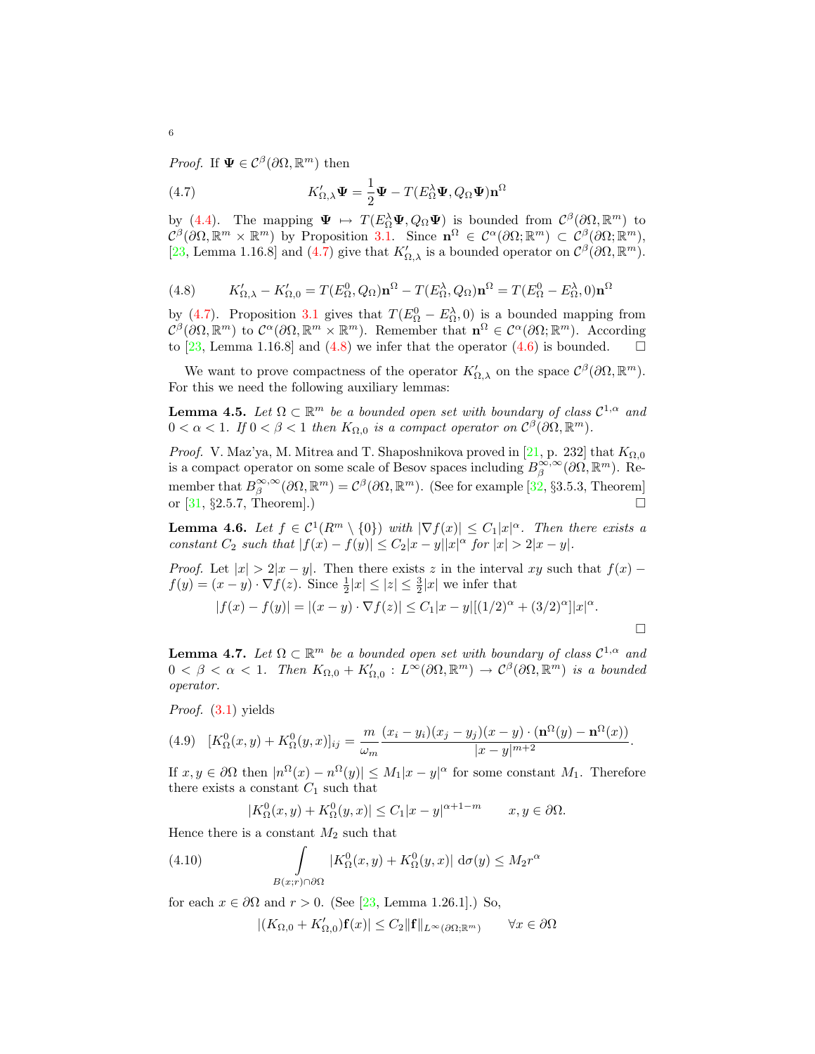*Proof.* If $\mathbf{\Psi} \in \mathcal{C}^\beta(\partial\Omega, \mathbb{R}^m)$ then

$$K'_{\Omega,\lambda}\mathbf{\Psi} = \frac{1}{2}\mathbf{\Psi} - T(E^\lambda_\Omega \mathbf{\Psi}, Q_\Omega \mathbf{\Psi})\mathbf{n}^\Omega \tag{4.7}$$

by (4.4). The mapping $\mathbf{\Psi} \mapsto T(E^\lambda_\Omega \mathbf{\Psi}, Q_\Omega \mathbf{\Psi})$ is bounded from $\mathcal{C}^\beta(\partial\Omega, \mathbb{R}^m)$ to $\mathcal{C}^\beta(\partial\Omega, \mathbb{R}^m \times \mathbb{R}^m)$ by Proposition 3.1. Since $\mathbf{n}^\Omega \in \mathcal{C}^\alpha(\partial\Omega; \mathbb{R}^m) \subset \mathcal{C}^\beta(\partial\Omega; \mathbb{R}^m)$, [23, Lemma 1.16.8] and (4.7) give that $K'_{\Omega,\lambda}$ is a bounded operator on $\mathcal{C}^\beta(\partial\Omega, \mathbb{R}^m)$.

$$K'_{\Omega,\lambda} - K'_{\Omega,0} = T(E^0_\Omega, Q_\Omega)\mathbf{n}^\Omega - T(E^\lambda_\Omega, Q_\Omega)\mathbf{n}^\Omega = T(E^0_\Omega - E^\lambda_\Omega, 0)\mathbf{n}^\Omega \tag{4.8}$$

by (4.7). Proposition 3.1 gives that $T(E^0_\Omega - E^\lambda_\Omega, 0)$ is a bounded mapping from $\mathcal{C}^\beta(\partial\Omega, \mathbb{R}^m)$ to $\mathcal{C}^\alpha(\partial\Omega, \mathbb{R}^m \times \mathbb{R}^m)$. Remember that $\mathbf{n}^\Omega \in \mathcal{C}^\alpha(\partial\Omega; \mathbb{R}^m)$. According to [23, Lemma 1.16.8] and (4.8) we infer that the operator (4.6) is bounded. $\square$

We want to prove compactness of the operator $K'_{\Omega,\lambda}$ on the space $\mathcal{C}^\beta(\partial\Omega, \mathbb{R}^m)$. For this we need the following auxiliary lemmas:

**Lemma 4.5.** *Let $\Omega \subset \mathbb{R}^m$ be a bounded open set with boundary of class $\mathcal{C}^{1,\alpha}$ and $0 < \alpha < 1$. If $0 < \beta < 1$ then $K_{\Omega,0}$ is a compact operator on $\mathcal{C}^\beta(\partial\Omega, \mathbb{R}^m)$.*

*Proof.* V. Maz'ya, M. Mitrea and T. Shaposhnikova proved in [21, p. 232] that $K_{\Omega,0}$ is a compact operator on some scale of Besov spaces including $B^{\infty,\infty}_\beta(\partial\Omega, \mathbb{R}^m)$. Remember that $B^{\infty,\infty}_\beta(\partial\Omega, \mathbb{R}^m) = \mathcal{C}^\beta(\partial\Omega, \mathbb{R}^m)$. (See for example [32, §3.5.3, Theorem] or [31, §2.5.7, Theorem].) $\square$

**Lemma 4.6.** *Let $f \in \mathcal{C}^1(R^m \setminus \{0\})$ with $|\nabla f(x)| \leq C_1|x|^\alpha$. Then there exists a constant $C_2$ such that $|f(x) - f(y)| \leq C_2|x - y||x|^\alpha$ for $|x| > 2|x - y|$.*

*Proof.* Let $|x| > 2|x - y|$. Then there exists $z$ in the interval $xy$ such that $f(x) - f(y) = (x - y) \cdot \nabla f(z)$. Since $\frac{1}{2}|x| \leq |z| \leq \frac{3}{2}|x|$ we infer that

$$|f(x) - f(y)| = |(x - y) \cdot \nabla f(z)| \leq C_1|x - y|[(1/2)^\alpha + (3/2)^\alpha]|x|^\alpha.$$

$\square$

**Lemma 4.7.** *Let $\Omega \subset \mathbb{R}^m$ be a bounded open set with boundary of class $\mathcal{C}^{1,\alpha}$ and $0 < \beta < \alpha < 1$. Then $K_{\Omega,0} + K'_{\Omega,0} : L^\infty(\partial\Omega, \mathbb{R}^m) \to \mathcal{C}^\beta(\partial\Omega, \mathbb{R}^m)$ is a bounded operator.*

*Proof.* (3.1) yields

$$[K^0_\Omega(x, y) + K^0_\Omega(y, x)]_{ij} = \frac{m}{\omega_m} \frac{(x_i - y_i)(x_j - y_j)(x - y) \cdot (\mathbf{n}^\Omega(y) - \mathbf{n}^\Omega(x))}{|x - y|^{m+2}}. \tag{4.9}$$

If $x, y \in \partial\Omega$ then $|n^\Omega(x) - n^\Omega(y)| \leq M_1|x - y|^\alpha$ for some constant $M_1$. Therefore there exists a constant $C_1$ such that

$$|K^0_\Omega(x, y) + K^0_\Omega(y, x)| \leq C_1|x - y|^{\alpha+1-m} \qquad x, y \in \partial\Omega.$$

Hence there is a constant $M_2$ such that

$$\int\limits_{B(x;r)\cap\partial\Omega} |K^0_\Omega(x, y) + K^0_\Omega(y, x)| \, \mathrm{d}\sigma(y) \leq M_2 r^\alpha \tag{4.10}$$

for each $x \in \partial\Omega$ and $r > 0$. (See [23, Lemma 1.26.1].) So,

$$|(K_{\Omega,0} + K'_{\Omega,0})\mathbf{f}(x)| \leq C_2\|\mathbf{f}\|_{L^\infty(\partial\Omega;\mathbb{R}^m)} \qquad \forall x \in \partial\Omega$$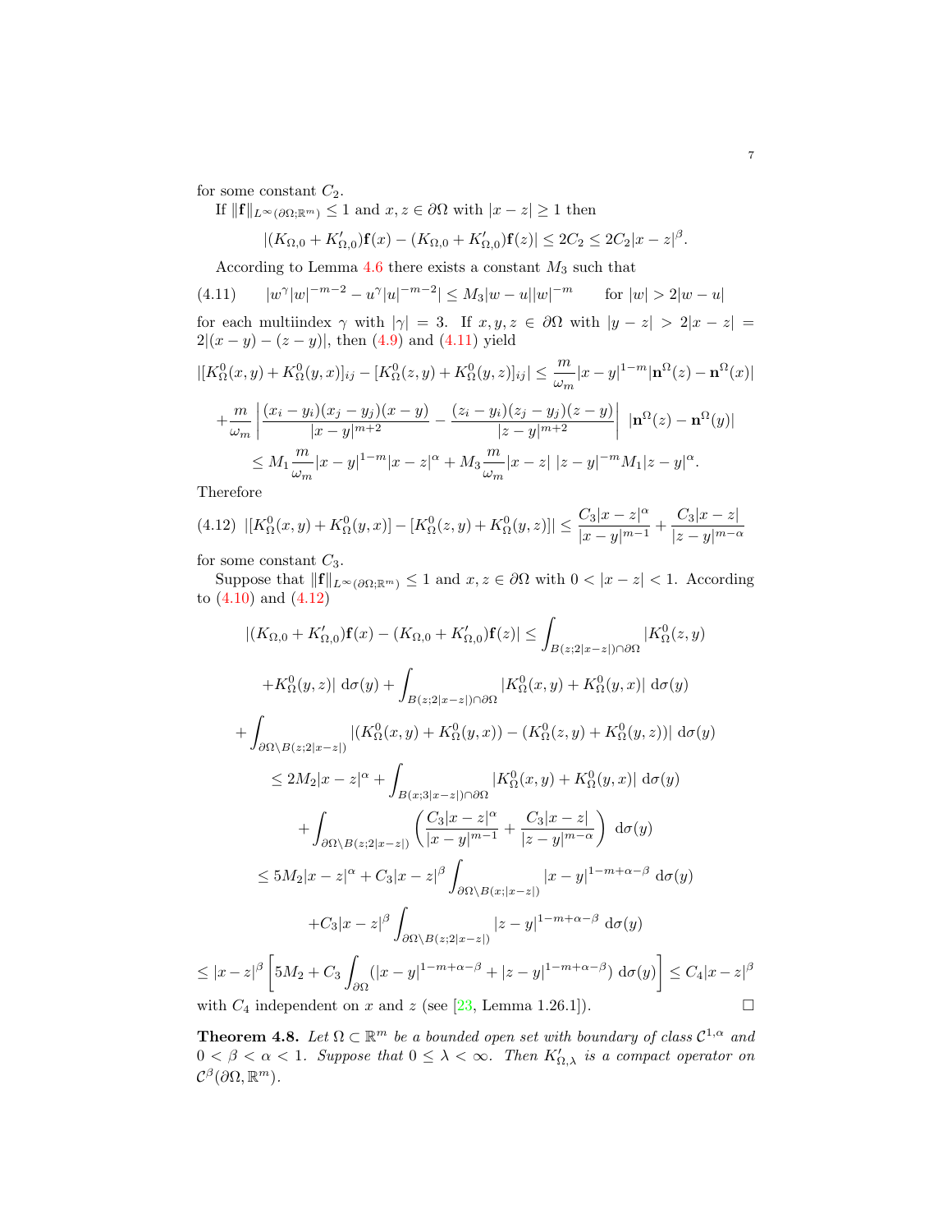for some constant $C_2$.

If $\|\mathbf{f}\|_{L^\infty(\partial\Omega;\mathbb{R}^m)} \leq 1$ and $x, z \in \partial\Omega$ with $|x - z| \geq 1$ then

$$|(K_{\Omega,0} + K'_{\Omega,0})\mathbf{f}(x) - (K_{\Omega,0} + K'_{\Omega,0})\mathbf{f}(z)| \leq 2C_2 \leq 2C_2|x - z|^\beta.$$

According to Lemma 4.6 there exists a constant $M_3$ such that

$$|w^\gamma |w|^{-m-2} - u^\gamma |u|^{-m-2}| \leq M_3|w - u||w|^{-m} \qquad \text{for } |w| > 2|w - u| \tag{4.11}$$

for each multiindex $\gamma$ with $|\gamma| = 3$. If $x, y, z \in \partial\Omega$ with $|y - z| > 2|x - z| = 2|(x - y) - (z - y)|$, then (4.9) and (4.11) yield

$$|[K^0_\Omega(x, y) + K^0_\Omega(y, x)]_{ij} - [K^0_\Omega(z, y) + K^0_\Omega(y, z)]_{ij}| \leq \frac{m}{\omega_m}|x - y|^{1-m}|\mathbf{n}^\Omega(z) - \mathbf{n}^\Omega(x)|$$

$$+\frac{m}{\omega_m}\left|\frac{(x_i - y_i)(x_j - y_j)(x - y)}{|x - y|^{m+2}} - \frac{(z_i - y_i)(z_j - y_j)(z - y)}{|z - y|^{m+2}}\right| \; |\mathbf{n}^\Omega(z) - \mathbf{n}^\Omega(y)|$$

$$\leq M_1\frac{m}{\omega_m}|x - y|^{1-m}|x - z|^\alpha + M_3\frac{m}{\omega_m}|x - z| \; |z - y|^{-m}M_1|z - y|^\alpha.$$

Therefore

$$|[K^0_\Omega(x, y) + K^0_\Omega(y, x)] - [K^0_\Omega(z, y) + K^0_\Omega(y, z)]| \leq \frac{C_3|x - z|^\alpha}{|x - y|^{m-1}} + \frac{C_3|x - z|}{|z - y|^{m-\alpha}} \tag{4.12}$$

for some constant $C_3$.

Suppose that $\|\mathbf{f}\|_{L^\infty(\partial\Omega;\mathbb{R}^m)} \leq 1$ and $x, z \in \partial\Omega$ with $0 < |x - z| < 1$. According to (4.10) and (4.12)

$$|(K_{\Omega,0} + K'_{\Omega,0})\mathbf{f}(x) - (K_{\Omega,0} + K'_{\Omega,0})\mathbf{f}(z)| \leq \int_{B(z;2|x-z|)\cap\partial\Omega} |K^0_\Omega(z, y)$$

$$+K^0_\Omega(y, z)| \; \mathrm{d}\sigma(y) + \int_{B(z;2|x-z|)\cap\partial\Omega} |K^0_\Omega(x, y) + K^0_\Omega(y, x)| \; \mathrm{d}\sigma(y)$$

$$+\int_{\partial\Omega\setminus B(z;2|x-z|)} |(K^0_\Omega(x, y) + K^0_\Omega(y, x)) - (K^0_\Omega(z, y) + K^0_\Omega(y, z))| \; \mathrm{d}\sigma(y)$$

$$\leq 2M_2|x - z|^\alpha + \int_{B(x;3|x-z|)\cap\partial\Omega} |K^0_\Omega(x, y) + K^0_\Omega(y, x)| \; \mathrm{d}\sigma(y)$$

$$+\int_{\partial\Omega\setminus B(z;2|x-z|)} \left(\frac{C_3|x - z|^\alpha}{|x - y|^{m-1}} + \frac{C_3|x - z|}{|z - y|^{m-\alpha}}\right) \; \mathrm{d}\sigma(y)$$

$$\leq 5M_2|x - z|^\alpha + C_3|x - z|^\beta \int_{\partial\Omega\setminus B(x;|x-z|)} |x - y|^{1-m+\alpha-\beta} \; \mathrm{d}\sigma(y)$$

$$+C_3|x - z|^\beta \int_{\partial\Omega\setminus B(z;2|x-z|)} |z - y|^{1-m+\alpha-\beta} \; \mathrm{d}\sigma(y)$$

$$\leq |x - z|^\beta \left[5M_2 + C_3 \int_{\partial\Omega} (|x - y|^{1-m+\alpha-\beta} + |z - y|^{1-m+\alpha-\beta}) \; \mathrm{d}\sigma(y)\right] \leq C_4|x - z|^\beta$$

with $C_4$ independent on $x$ and $z$ (see [23, Lemma 1.26.1]). □

**Theorem 4.8.** *Let $\Omega \subset \mathbb{R}^m$ be a bounded open set with boundary of class $\mathcal{C}^{1,\alpha}$ and $0 < \beta < \alpha < 1$. Suppose that $0 \leq \lambda < \infty$. Then $K'_{\Omega,\lambda}$ is a compact operator on $\mathcal{C}^\beta(\partial\Omega, \mathbb{R}^m)$.*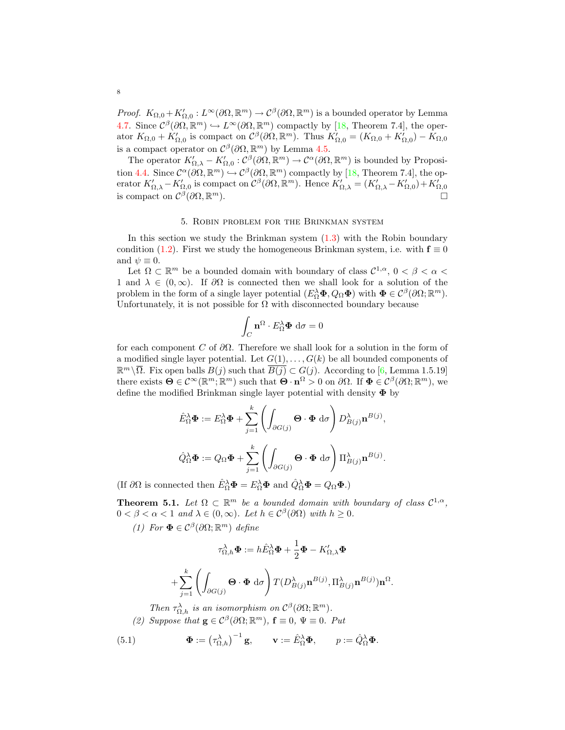*Proof.* $K_{\Omega,0}+K'_{\Omega,0} : L^\infty(\partial\Omega,\mathbb{R}^m) \to \mathcal{C}^\beta(\partial\Omega,\mathbb{R}^m)$ is a bounded operator by Lemma 4.7. Since $\mathcal{C}^\beta(\partial\Omega,\mathbb{R}^m) \hookrightarrow L^\infty(\partial\Omega,\mathbb{R}^m)$ compactly by [18, Theorem 7.4], the operator $K_{\Omega,0}+K'_{\Omega,0}$ is compact on $\mathcal{C}^\beta(\partial\Omega,\mathbb{R}^m)$. Thus $K'_{\Omega,0} = (K_{\Omega,0}+K'_{\Omega,0}) - K_{\Omega,0}$ is a compact operator on $\mathcal{C}^\beta(\partial\Omega,\mathbb{R}^m)$ by Lemma 4.5.

The operator $K'_{\Omega,\lambda} - K'_{\Omega,0} : \mathcal{C}^\beta(\partial\Omega,\mathbb{R}^m) \to \mathcal{C}^\alpha(\partial\Omega,\mathbb{R}^m)$ is bounded by Proposition 4.4. Since $\mathcal{C}^\alpha(\partial\Omega,\mathbb{R}^m) \hookrightarrow \mathcal{C}^\beta(\partial\Omega,\mathbb{R}^m)$ compactly by [18, Theorem 7.4], the operator $K'_{\Omega,\lambda}-K'_{\Omega,0}$ is compact on $\mathcal{C}^\beta(\partial\Omega,\mathbb{R}^m)$. Hence $K'_{\Omega,\lambda} = (K'_{\Omega,\lambda}-K'_{\Omega,0})+K'_{\Omega,0}$ is compact on $\mathcal{C}^\beta(\partial\Omega,\mathbb{R}^m)$. □

## 5. Robin problem for the Brinkman system

In this section we study the Brinkman system (1.3) with the Robin boundary condition (1.2). First we study the homogeneous Brinkman system, i.e. with $\mathbf{f} \equiv 0$ and $\psi \equiv 0$.

Let $\Omega \subset \mathbb{R}^m$ be a bounded domain with boundary of class $\mathcal{C}^{1,\alpha}$, $0<\beta<\alpha<1$ and $\lambda \in (0,\infty)$. If $\partial\Omega$ is connected then we shall look for a solution of the problem in the form of a single layer potential $(E^\lambda_\Omega \mathbf{\Phi}, Q_\Omega \mathbf{\Phi})$ with $\mathbf{\Phi} \in \mathcal{C}^\beta(\partial\Omega;\mathbb{R}^m)$. Unfortunately, it is not possible for $\Omega$ with disconnected boundary because

$$\int_C \mathbf{n}^\Omega \cdot E^\lambda_\Omega \mathbf{\Phi} \, \mathrm{d}\sigma = 0$$

for each component $C$ of $\partial\Omega$. Therefore we shall look for a solution in the form of a modified single layer potential. Let $G(1),\dots,G(k)$ be all bounded components of $\mathbb{R}^m \setminus \overline{\Omega}$. Fix open balls $B(j)$ such that $\overline{B(j)} \subset G(j)$. According to [6, Lemma 1.5.19] there exists $\mathbf{\Theta} \in \mathcal{C}^\infty(\mathbb{R}^m;\mathbb{R}^m)$ such that $\mathbf{\Theta}\cdot\mathbf{n}^\Omega > 0$ on $\partial\Omega$. If $\mathbf{\Phi} \in \mathcal{C}^\beta(\partial\Omega;\mathbb{R}^m)$, we define the modified Brinkman single layer potential with density $\mathbf{\Phi}$ by

$$\hat{E}^\lambda_\Omega \mathbf{\Phi} := E^\lambda_\Omega \mathbf{\Phi} + \sum_{j=1}^k \left( \int_{\partial G(j)} \mathbf{\Theta}\cdot\mathbf{\Phi} \, \mathrm{d}\sigma \right) D^\lambda_{B(j)} \mathbf{n}^{B(j)},$$

$$\hat{Q}^\lambda_\Omega \mathbf{\Phi} := Q_\Omega \mathbf{\Phi} + \sum_{j=1}^k \left( \int_{\partial G(j)} \mathbf{\Theta}\cdot\mathbf{\Phi} \, \mathrm{d}\sigma \right) \Pi^\lambda_{B(j)} \mathbf{n}^{B(j)}.$$

(If $\partial\Omega$ is connected then $\hat{E}^\lambda_\Omega \mathbf{\Phi} = E^\lambda_\Omega \mathbf{\Phi}$ and $\hat{Q}^\lambda_\Omega \mathbf{\Phi} = Q_\Omega \mathbf{\Phi}$.)

**Theorem 5.1.** *Let $\Omega \subset \mathbb{R}^m$ be a bounded domain with boundary of class $\mathcal{C}^{1,\alpha}$, $0<\beta<\alpha<1$ and $\lambda\in(0,\infty)$. Let $h \in \mathcal{C}^\beta(\partial\Omega)$ with $h \ge 0$.*

*(1) For $\mathbf{\Phi} \in \mathcal{C}^\beta(\partial\Omega;\mathbb{R}^m)$ define*

$$\tau^\lambda_{\Omega,h} \mathbf{\Phi} := h \hat{E}^\lambda_\Omega \mathbf{\Phi} + \frac{1}{2}\mathbf{\Phi} - K'_{\Omega,\lambda}\mathbf{\Phi}$$

$$+ \sum_{j=1}^k \left( \int_{\partial G(j)} \mathbf{\Theta}\cdot\mathbf{\Phi} \, \mathrm{d}\sigma \right) T(D^\lambda_{B(j)} \mathbf{n}^{B(j)}, \Pi^\lambda_{B(j)} \mathbf{n}^{B(j)}) \mathbf{n}^\Omega.$$

*Then $\tau^\lambda_{\Omega,h}$ is an isomorphism on $\mathcal{C}^\beta(\partial\Omega;\mathbb{R}^m)$.*

*(2) Suppose that $\mathbf{g} \in \mathcal{C}^\beta(\partial\Omega;\mathbb{R}^m)$, $\mathbf{f}\equiv 0$, $\Psi \equiv 0$. Put*

$$\mathbf{\Phi} := \left(\tau^\lambda_{\Omega,h}\right)^{-1} \mathbf{g}, \qquad \mathbf{v} := \hat{E}^\lambda_\Omega \mathbf{\Phi}, \qquad p := \hat{Q}^\lambda_\Omega \mathbf{\Phi}. \tag{5.1}$$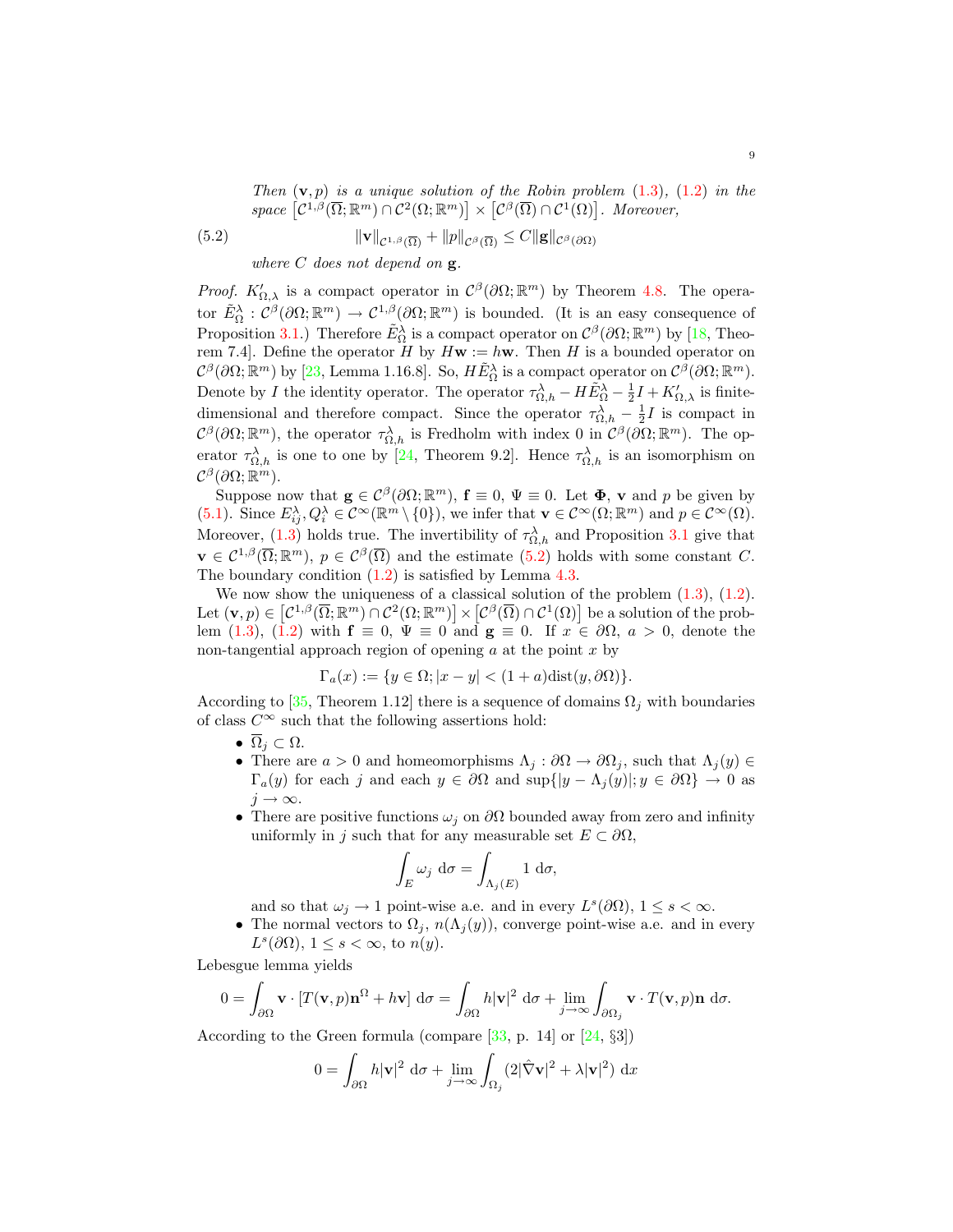*Then* $(\mathbf{v}, p)$ *is a unique solution of the Robin problem* (1.3), (1.2) *in the space* $\left[\mathcal{C}^{1,\beta}(\overline{\Omega}; \mathbb{R}^m) \cap \mathcal{C}^2(\Omega; \mathbb{R}^m)\right] \times \left[\mathcal{C}^{\beta}(\overline{\Omega}) \cap \mathcal{C}^1(\Omega)\right]$. *Moreover,*

$$\|\mathbf{v}\|_{\mathcal{C}^{1,\beta}(\overline{\Omega})} + \|p\|_{\mathcal{C}^{\beta}(\overline{\Omega})} \leq C\|\mathbf{g}\|_{\mathcal{C}^{\beta}(\partial\Omega)} \tag{5.2}$$

*where* $C$ *does not depend on* $\mathbf{g}$.

*Proof.* $K'_{\Omega,\lambda}$ is a compact operator in $\mathcal{C}^{\beta}(\partial\Omega; \mathbb{R}^m)$ by Theorem 4.8. The operator $\tilde{E}^{\lambda}_{\Omega} : \mathcal{C}^{\beta}(\partial\Omega; \mathbb{R}^m) \to \mathcal{C}^{1,\beta}(\partial\Omega; \mathbb{R}^m)$ is bounded. (It is an easy consequence of Proposition 3.1.) Therefore $\tilde{E}^{\lambda}_{\Omega}$ is a compact operator on $\mathcal{C}^{\beta}(\partial\Omega; \mathbb{R}^m)$ by [18, Theorem 7.4]. Define the operator $H$ by $H\mathbf{w} := h\mathbf{w}$. Then $H$ is a bounded operator on $\mathcal{C}^{\beta}(\partial\Omega; \mathbb{R}^m)$ by [23, Lemma 1.16.8]. So, $H\tilde{E}^{\lambda}_{\Omega}$ is a compact operator on $\mathcal{C}^{\beta}(\partial\Omega; \mathbb{R}^m)$. Denote by $I$ the identity operator. The operator $\tau^{\lambda}_{\Omega,h} - H\tilde{E}^{\lambda}_{\Omega} - \frac{1}{2}I + K'_{\Omega,\lambda}$ is finite-dimensional and therefore compact. Since the operator $\tau^{\lambda}_{\Omega,h} - \frac{1}{2}I$ is compact in $\mathcal{C}^{\beta}(\partial\Omega; \mathbb{R}^m)$, the operator $\tau^{\lambda}_{\Omega,h}$ is Fredholm with index 0 in $\mathcal{C}^{\beta}(\partial\Omega; \mathbb{R}^m)$. The operator $\tau^{\lambda}_{\Omega,h}$ is one to one by [24, Theorem 9.2]. Hence $\tau^{\lambda}_{\Omega,h}$ is an isomorphism on $\mathcal{C}^{\beta}(\partial\Omega; \mathbb{R}^m)$.

Suppose now that $\mathbf{g} \in \mathcal{C}^{\beta}(\partial\Omega; \mathbb{R}^m)$, $\mathbf{f} \equiv 0$, $\Psi \equiv 0$. Let $\mathbf{\Phi}$, $\mathbf{v}$ and $p$ be given by (5.1). Since $E^{\lambda}_{ij}, Q^{\lambda}_i \in \mathcal{C}^{\infty}(\mathbb{R}^m \setminus \{0\})$, we infer that $\mathbf{v} \in \mathcal{C}^{\infty}(\Omega; \mathbb{R}^m)$ and $p \in \mathcal{C}^{\infty}(\Omega)$. Moreover, (1.3) holds true. The invertibility of $\tau^{\lambda}_{\Omega,h}$ and Proposition 3.1 give that $\mathbf{v} \in \mathcal{C}^{1,\beta}(\overline{\Omega}; \mathbb{R}^m)$, $p \in \mathcal{C}^{\beta}(\overline{\Omega})$ and the estimate (5.2) holds with some constant $C$. The boundary condition (1.2) is satisfied by Lemma 4.3.

We now show the uniqueness of a classical solution of the problem (1.3), (1.2). Let $(\mathbf{v}, p) \in \left[\mathcal{C}^{1,\beta}(\overline{\Omega}; \mathbb{R}^m) \cap \mathcal{C}^2(\Omega; \mathbb{R}^m)\right] \times \left[\mathcal{C}^{\beta}(\overline{\Omega}) \cap \mathcal{C}^1(\Omega)\right]$ be a solution of the problem (1.3), (1.2) with $\mathbf{f} \equiv 0$, $\Psi \equiv 0$ and $\mathbf{g} \equiv 0$. If $x \in \partial\Omega$, $a > 0$, denote the non-tangential approach region of opening $a$ at the point $x$ by

$$\Gamma_a(x) := \{y \in \Omega; |x - y| < (1 + a)\text{dist}(y, \partial\Omega)\}.$$

According to [35, Theorem 1.12] there is a sequence of domains $\Omega_j$ with boundaries of class $C^{\infty}$ such that the following assertions hold:

- $\overline{\Omega}_j \subset \Omega$.
- There are $a > 0$ and homeomorphisms $\Lambda_j : \partial\Omega \to \partial\Omega_j$, such that $\Lambda_j(y) \in \Gamma_a(y)$ for each $j$ and each $y \in \partial\Omega$ and $\sup\{|y - \Lambda_j(y)|; y \in \partial\Omega\} \to 0$ as $j \to \infty$.
- There are positive functions $\omega_j$ on $\partial\Omega$ bounded away from zero and infinity uniformly in $j$ such that for any measurable set $E \subset \partial\Omega$,
$$\int_E \omega_j \, \mathrm{d}\sigma = \int_{\Lambda_j(E)} 1 \, \mathrm{d}\sigma,$$
and so that $\omega_j \to 1$ point-wise a.e. and in every $L^s(\partial\Omega)$, $1 \leq s < \infty$.
- The normal vectors to $\Omega_j$, $n(\Lambda_j(y))$, converge point-wise a.e. and in every $L^s(\partial\Omega)$, $1 \leq s < \infty$, to $n(y)$.

Lebesgue lemma yields

$$0 = \int_{\partial\Omega} \mathbf{v} \cdot [T(\mathbf{v}, p)\mathbf{n}^{\Omega} + h\mathbf{v}] \, \mathrm{d}\sigma = \int_{\partial\Omega} h|\mathbf{v}|^2 \, \mathrm{d}\sigma + \lim_{j\to\infty} \int_{\partial\Omega_j} \mathbf{v} \cdot T(\mathbf{v}, p)\mathbf{n} \, \mathrm{d}\sigma.$$

According to the Green formula (compare [33, p. 14] or [24, §3])

$$0 = \int_{\partial\Omega} h|\mathbf{v}|^2 \, \mathrm{d}\sigma + \lim_{j\to\infty} \int_{\Omega_j} (2|\hat{\nabla}\mathbf{v}|^2 + \lambda|\mathbf{v}|^2) \, \mathrm{d}x$$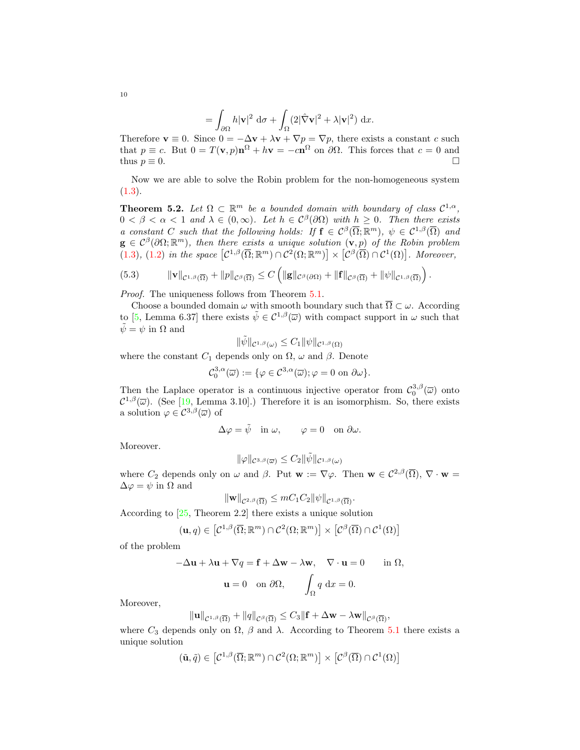$$= \int_{\partial\Omega} h|\mathbf{v}|^2 \, \mathrm{d}\sigma + \int_\Omega (2|\hat{\nabla}\mathbf{v}|^2 + \lambda|\mathbf{v}|^2) \, \mathrm{d}x.$$

Therefore $\mathbf{v} \equiv 0$. Since $0 = -\Delta\mathbf{v} + \lambda\mathbf{v} + \nabla p = \nabla p$, there exists a constant $c$ such that $p \equiv c$. But $0 = T(\mathbf{v}, p)\mathbf{n}^\Omega + h\mathbf{v} = -c\mathbf{n}^\Omega$ on $\partial\Omega$. This forces that $c = 0$ and thus $p \equiv 0$. □

Now we are able to solve the Robin problem for the non-homogeneous system (1.3).

**Theorem 5.2.** *Let $\Omega \subset \mathbb{R}^m$ be a bounded domain with boundary of class $\mathcal{C}^{1,\alpha}$, $0 < \beta < \alpha < 1$ and $\lambda \in (0, \infty)$. Let $h \in \mathcal{C}^\beta(\partial\Omega)$ with $h \geq 0$. Then there exists a constant $C$ such that the following holds: If $\mathbf{f} \in \mathcal{C}^\beta(\overline{\Omega}; \mathbb{R}^m)$, $\psi \in \mathcal{C}^{1,\beta}(\overline{\Omega})$ and $\mathbf{g} \in \mathcal{C}^\beta(\partial\Omega; \mathbb{R}^m)$, then there exists a unique solution $(\mathbf{v}, p)$ of the Robin problem (1.3), (1.2) in the space $\left[\mathcal{C}^{1,\beta}(\overline{\Omega}; \mathbb{R}^m) \cap \mathcal{C}^2(\Omega; \mathbb{R}^m)\right] \times \left[\mathcal{C}^\beta(\overline{\Omega}) \cap \mathcal{C}^1(\Omega)\right]$. Moreover,*

$$\|\mathbf{v}\|_{\mathcal{C}^{1,\beta}(\overline{\Omega})} + \|p\|_{\mathcal{C}^\beta(\overline{\Omega})} \leq C \left( \|\mathbf{g}\|_{\mathcal{C}^\beta(\partial\Omega)} + \|\mathbf{f}\|_{\mathcal{C}^\beta(\overline{\Omega})} + \|\psi\|_{\mathcal{C}^{1,\beta}(\overline{\Omega})} \right). \tag{5.3}$$

*Proof.* The uniqueness follows from Theorem 5.1.

Choose a bounded domain $\omega$ with smooth boundary such that $\overline{\Omega} \subset \omega$. According to [5, Lemma 6.37] there exists $\tilde{\psi} \in \mathcal{C}^{1,\beta}(\overline{\omega})$ with compact support in $\omega$ such that $\tilde{\psi} = \psi$ in $\Omega$ and

$$\|\tilde{\psi}\|_{\mathcal{C}^{1,\beta}(\omega)} \leq C_1 \|\psi\|_{\mathcal{C}^{1,\beta}(\Omega)}$$

where the constant $C_1$ depends only on $\Omega$, $\omega$ and $\beta$. Denote

$$\mathcal{C}_0^{3,\alpha}(\overline{\omega}) := \{\varphi \in \mathcal{C}^{3,\alpha}(\overline{\omega}); \varphi = 0 \text{ on } \partial\omega\}.$$

Then the Laplace operator is a continuous injective operator from $\mathcal{C}_0^{3,\beta}(\overline{\omega})$ onto $\mathcal{C}^{1,\beta}(\overline{\omega})$. (See [19, Lemma 3.10].) Therefore it is an isomorphism. So, there exists a solution $\varphi \in \mathcal{C}^{3,\beta}(\overline{\omega})$ of

$$\Delta\varphi = \tilde{\psi} \quad \text{in } \omega, \qquad \varphi = 0 \quad \text{on } \partial\omega.$$

Moreover.

$$\|\varphi\|_{\mathcal{C}^{3,\beta}(\overline{\omega})} \leq C_2 \|\tilde{\psi}\|_{\mathcal{C}^{1,\beta}(\omega)}$$

where $C_2$ depends only on $\omega$ and $\beta$. Put $\mathbf{w} := \nabla\varphi$. Then $\mathbf{w} \in \mathcal{C}^{2,\beta}(\overline{\Omega})$, $\nabla \cdot \mathbf{w} = \Delta\varphi = \psi$ in $\Omega$ and

$$\|\mathbf{w}\|_{\mathcal{C}^{2,\beta}(\overline{\Omega})} \leq mC_1C_2\|\psi\|_{\mathcal{C}^{1,\beta}(\overline{\Omega})}.$$

According to [25, Theorem 2.2] there exists a unique solution

$$(\mathbf{u}, q) \in \left[\mathcal{C}^{1,\beta}(\overline{\Omega}; \mathbb{R}^m) \cap \mathcal{C}^2(\Omega; \mathbb{R}^m)\right] \times \left[\mathcal{C}^\beta(\overline{\Omega}) \cap \mathcal{C}^1(\Omega)\right]$$

of the problem

$$-\Delta\mathbf{u} + \lambda\mathbf{u} + \nabla q = \mathbf{f} + \Delta\mathbf{w} - \lambda\mathbf{w}, \quad \nabla \cdot \mathbf{u} = 0 \qquad \text{in } \Omega,$$

$$\mathbf{u} = 0 \quad \text{on } \partial\Omega, \qquad \int_\Omega q \, \mathrm{d}x = 0.$$

Moreover,

$$\|\mathbf{u}\|_{\mathcal{C}^{1,\beta}(\overline{\Omega})} + \|q\|_{\mathcal{C}^\beta(\overline{\Omega})} \leq C_3 \|\mathbf{f} + \Delta\mathbf{w} - \lambda\mathbf{w}\|_{\mathcal{C}^\beta(\overline{\Omega})},$$

where $C_3$ depends only on $\Omega$, $\beta$ and $\lambda$. According to Theorem 5.1 there exists a unique solution

$$(\tilde{\mathbf{u}}, \tilde{q}) \in \left[\mathcal{C}^{1,\beta}(\overline{\Omega}; \mathbb{R}^m) \cap \mathcal{C}^2(\Omega; \mathbb{R}^m)\right] \times \left[\mathcal{C}^\beta(\overline{\Omega}) \cap \mathcal{C}^1(\Omega)\right]$$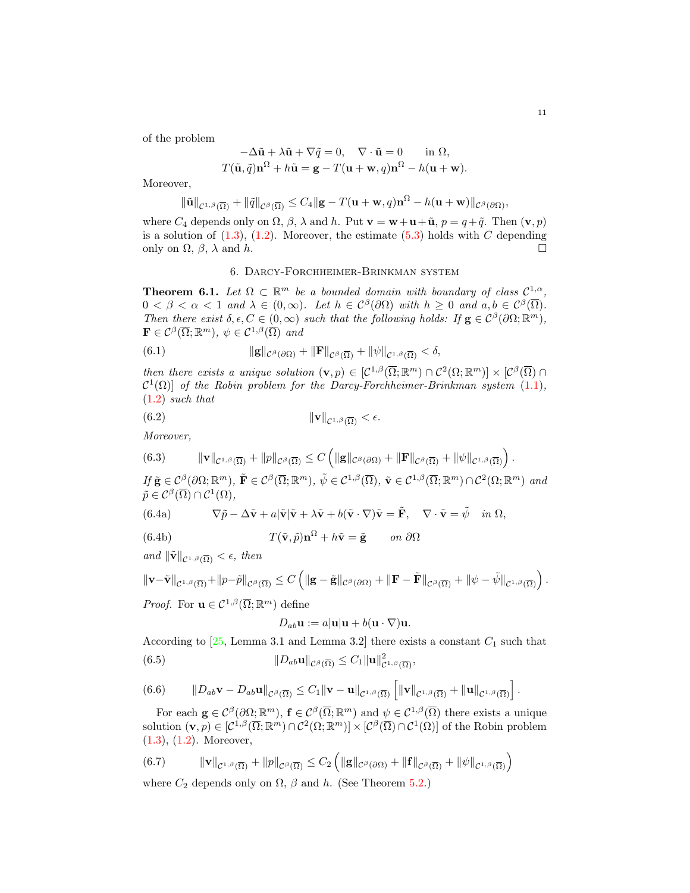of the problem

$$-\Delta\tilde{\mathbf{u}} + \lambda\tilde{\mathbf{u}} + \nabla\tilde{q} = 0, \quad \nabla\cdot\tilde{\mathbf{u}} = 0 \qquad \text{in } \Omega,$$
$$T(\tilde{\mathbf{u}},\tilde{q})\mathbf{n}^\Omega + h\tilde{\mathbf{u}} = \mathbf{g} - T(\mathbf{u}+\mathbf{w},q)\mathbf{n}^\Omega - h(\mathbf{u}+\mathbf{w}).$$

Moreover,

$$\|\tilde{\mathbf{u}}\|_{\mathcal{C}^{1,\beta}(\overline{\Omega})} + \|\tilde{q}\|_{\mathcal{C}^{\beta}(\overline{\Omega})} \le C_4\|\mathbf{g} - T(\mathbf{u}+\mathbf{w},q)\mathbf{n}^\Omega - h(\mathbf{u}+\mathbf{w})\|_{\mathcal{C}^{\beta}(\partial\Omega)},$$

where $C_4$ depends only on $\Omega$, $\beta$, $\lambda$ and $h$. Put $\mathbf{v} = \mathbf{w}+\mathbf{u}+\tilde{\mathbf{u}}$, $p = q+\tilde{q}$. Then $(\mathbf{v},p)$ is a solution of (1.3), (1.2). Moreover, the estimate (5.3) holds with $C$ depending only on $\Omega$, $\beta$, $\lambda$ and $h$. □

## 6. Darcy-Forchheimer-Brinkman system

**Theorem 6.1.** *Let $\Omega\subset\mathbb{R}^m$ be a bounded domain with boundary of class $\mathcal{C}^{1,\alpha}$, $0<\beta<\alpha<1$ and $\lambda\in(0,\infty)$. Let $h\in\mathcal{C}^\beta(\partial\Omega)$ with $h\ge 0$ and $a,b\in\mathcal{C}^\beta(\overline{\Omega})$. Then there exist $\delta,\epsilon,C\in(0,\infty)$ such that the following holds: If $\mathbf{g}\in\mathcal{C}^\beta(\partial\Omega;\mathbb{R}^m)$, $\mathbf{F}\in\mathcal{C}^\beta(\overline{\Omega};\mathbb{R}^m)$, $\psi\in\mathcal{C}^{1,\beta}(\overline{\Omega})$ and*

$$\|\mathbf{g}\|_{\mathcal{C}^{\beta}(\partial\Omega)} + \|\mathbf{F}\|_{\mathcal{C}^{\beta}(\overline{\Omega})} + \|\psi\|_{\mathcal{C}^{1,\beta}(\overline{\Omega})} < \delta, \tag{6.1}$$

*then there exists a unique solution $(\mathbf{v},p)\in[\mathcal{C}^{1,\beta}(\overline{\Omega};\mathbb{R}^m)\cap\mathcal{C}^2(\Omega;\mathbb{R}^m)]\times[\mathcal{C}^\beta(\overline{\Omega})\cap\mathcal{C}^1(\Omega)]$ of the Robin problem for the Darcy-Forchheimer-Brinkman system (1.1), (1.2) such that*

$$\|\mathbf{v}\|_{\mathcal{C}^{1,\beta}(\overline{\Omega})} < \epsilon. \tag{6.2}$$

*Moreover,*

$$\|\mathbf{v}\|_{\mathcal{C}^{1,\beta}(\overline{\Omega})} + \|p\|_{\mathcal{C}^{\beta}(\overline{\Omega})} \le C\left(\|\mathbf{g}\|_{\mathcal{C}^{\beta}(\partial\Omega)} + \|\mathbf{F}\|_{\mathcal{C}^{\beta}(\overline{\Omega})} + \|\psi\|_{\mathcal{C}^{1,\beta}(\overline{\Omega})}\right). \tag{6.3}$$

*If $\tilde{\mathbf{g}}\in\mathcal{C}^\beta(\partial\Omega;\mathbb{R}^m)$, $\tilde{\mathbf{F}}\in\mathcal{C}^\beta(\overline{\Omega};\mathbb{R}^m)$, $\tilde{\psi}\in\mathcal{C}^{1,\beta}(\overline{\Omega})$, $\tilde{\mathbf{v}}\in\mathcal{C}^{1,\beta}(\overline{\Omega};\mathbb{R}^m)\cap\mathcal{C}^2(\Omega;\mathbb{R}^m)$ and $\tilde{p}\in\mathcal{C}^\beta(\overline{\Omega})\cap\mathcal{C}^1(\Omega)$,*

$$\nabla\tilde{p} - \Delta\tilde{\mathbf{v}} + a|\tilde{\mathbf{v}}|\tilde{\mathbf{v}} + \lambda\tilde{\mathbf{v}} + b(\tilde{\mathbf{v}}\cdot\nabla)\tilde{\mathbf{v}} = \tilde{\mathbf{F}}, \quad \nabla\cdot\tilde{\mathbf{v}} = \tilde{\psi} \quad \text{in } \Omega, \tag{6.4a}$$

$$T(\tilde{\mathbf{v}},\tilde{p})\mathbf{n}^\Omega + h\tilde{\mathbf{v}} = \tilde{\mathbf{g}} \qquad \text{on } \partial\Omega \tag{6.4b}$$

*and $\|\tilde{\mathbf{v}}\|_{\mathcal{C}^{1,\beta}(\overline{\Omega})} < \epsilon$, then*

$$\|\mathbf{v}-\tilde{\mathbf{v}}\|_{\mathcal{C}^{1,\beta}(\overline{\Omega})} + \|p-\tilde{p}\|_{\mathcal{C}^{\beta}(\overline{\Omega})} \le C\left(\|\mathbf{g}-\tilde{\mathbf{g}}\|_{\mathcal{C}^{\beta}(\partial\Omega)} + \|\mathbf{F}-\tilde{\mathbf{F}}\|_{\mathcal{C}^{\beta}(\overline{\Omega})} + \|\psi-\tilde{\psi}\|_{\mathcal{C}^{1,\beta}(\overline{\Omega})}\right).$$

*Proof.* For $\mathbf{u}\in\mathcal{C}^{1,\beta}(\overline{\Omega};\mathbb{R}^m)$ define

$$D_{ab}\mathbf{u} := a|\mathbf{u}|\mathbf{u} + b(\mathbf{u}\cdot\nabla)\mathbf{u}.$$

According to [25, Lemma 3.1 and Lemma 3.2] there exists a constant $C_1$ such that

$$\|D_{ab}\mathbf{u}\|_{\mathcal{C}^{\beta}(\overline{\Omega})} \le C_1\|\mathbf{u}\|^2_{\mathcal{C}^{1,\beta}(\overline{\Omega})}, \tag{6.5}$$

$$\|D_{ab}\mathbf{v} - D_{ab}\mathbf{u}\|_{\mathcal{C}^{\beta}(\overline{\Omega})} \le C_1\|\mathbf{v}-\mathbf{u}\|_{\mathcal{C}^{1,\beta}(\overline{\Omega})}\left[\|\mathbf{v}\|_{\mathcal{C}^{1,\beta}(\overline{\Omega})} + \|\mathbf{u}\|_{\mathcal{C}^{1,\beta}(\overline{\Omega})}\right]. \tag{6.6}$$

For each $\mathbf{g}\in\mathcal{C}^\beta(\partial\Omega;\mathbb{R}^m)$, $\mathbf{f}\in\mathcal{C}^\beta(\overline{\Omega};\mathbb{R}^m)$ and $\psi\in\mathcal{C}^{1,\beta}(\overline{\Omega})$ there exists a unique solution $(\mathbf{v},p)\in[\mathcal{C}^{1,\beta}(\overline{\Omega};\mathbb{R}^m)\cap\mathcal{C}^2(\Omega;\mathbb{R}^m)]\times[\mathcal{C}^\beta(\overline{\Omega})\cap\mathcal{C}^1(\Omega)]$ of the Robin problem (1.3), (1.2). Moreover,

$$\|\mathbf{v}\|_{\mathcal{C}^{1,\beta}(\overline{\Omega})} + \|p\|_{\mathcal{C}^{\beta}(\overline{\Omega})} \le C_2\left(\|\mathbf{g}\|_{\mathcal{C}^{\beta}(\partial\Omega)} + \|\mathbf{f}\|_{\mathcal{C}^{\beta}(\overline{\Omega})} + \|\psi\|_{\mathcal{C}^{1,\beta}(\overline{\Omega})}\right) \tag{6.7}$$

where $C_2$ depends only on $\Omega$, $\beta$ and $h$. (See Theorem 5.2.)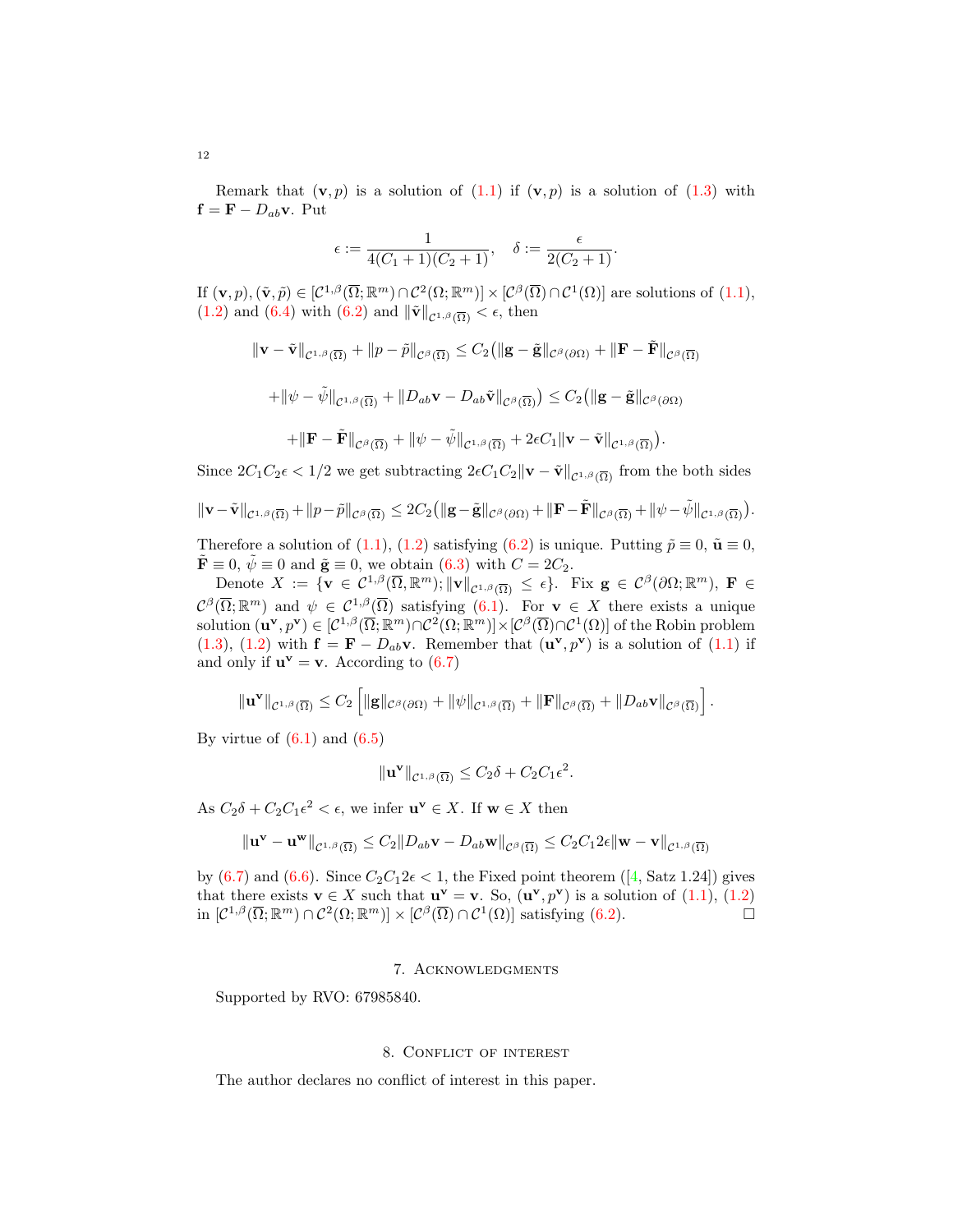Remark that $(\mathbf{v}, p)$ is a solution of (1.1) if $(\mathbf{v}, p)$ is a solution of (1.3) with $\mathbf{f} = \mathbf{F} - D_{ab}\mathbf{v}$. Put

$$\epsilon := \frac{1}{4(C_1+1)(C_2+1)}, \quad \delta := \frac{\epsilon}{2(C_2+1)}.$$

If $(\mathbf{v}, p), (\tilde{\mathbf{v}}, \tilde{p}) \in [\mathcal{C}^{1,\beta}(\overline{\Omega}; \mathbb{R}^m) \cap \mathcal{C}^2(\Omega; \mathbb{R}^m)] \times [\mathcal{C}^\beta(\overline{\Omega}) \cap \mathcal{C}^1(\Omega)]$ are solutions of (1.1), (1.2) and (6.4) with (6.2) and $\|\tilde{\mathbf{v}}\|_{\mathcal{C}^{1,\beta}(\overline{\Omega})} < \epsilon$, then

$$\|\mathbf{v} - \tilde{\mathbf{v}}\|_{\mathcal{C}^{1,\beta}(\overline{\Omega})} + \|p - \tilde{p}\|_{\mathcal{C}^\beta(\overline{\Omega})} \leq C_2\big(\|\mathbf{g} - \tilde{\mathbf{g}}\|_{\mathcal{C}^\beta(\partial\Omega)} + \|\mathbf{F} - \tilde{\mathbf{F}}\|_{\mathcal{C}^\beta(\overline{\Omega})}$$

$$+ \|\psi - \tilde{\psi}\|_{\mathcal{C}^{1,\beta}(\overline{\Omega})} + \|D_{ab}\mathbf{v} - D_{ab}\tilde{\mathbf{v}}\|_{\mathcal{C}^\beta(\overline{\Omega})}\big) \leq C_2\big(\|\mathbf{g} - \tilde{\mathbf{g}}\|_{\mathcal{C}^\beta(\partial\Omega)}$$

$$+ \|\mathbf{F} - \tilde{\mathbf{F}}\|_{\mathcal{C}^\beta(\overline{\Omega})} + \|\psi - \tilde{\psi}\|_{\mathcal{C}^{1,\beta}(\overline{\Omega})} + 2\epsilon C_1\|\mathbf{v} - \tilde{\mathbf{v}}\|_{\mathcal{C}^{1,\beta}(\overline{\Omega})}\big).$$

Since $2C_1C_2\epsilon < 1/2$ we get subtracting $2\epsilon C_1C_2\|\mathbf{v} - \tilde{\mathbf{v}}\|_{\mathcal{C}^{1,\beta}(\overline{\Omega})}$ from the both sides

$$\|\mathbf{v} - \tilde{\mathbf{v}}\|_{\mathcal{C}^{1,\beta}(\overline{\Omega})} + \|p - \tilde{p}\|_{\mathcal{C}^\beta(\overline{\Omega})} \leq 2C_2\big(\|\mathbf{g} - \tilde{\mathbf{g}}\|_{\mathcal{C}^\beta(\partial\Omega)} + \|\mathbf{F} - \tilde{\mathbf{F}}\|_{\mathcal{C}^\beta(\overline{\Omega})} + \|\psi - \tilde{\psi}\|_{\mathcal{C}^{1,\beta}(\overline{\Omega})}\big).$$

Therefore a solution of (1.1), (1.2) satisfying (6.2) is unique. Putting $\tilde{p} \equiv 0$, $\tilde{\mathbf{u}} \equiv 0$, $\tilde{\mathbf{F}} \equiv 0$, $\tilde{\psi} \equiv 0$ and $\tilde{\mathbf{g}} \equiv 0$, we obtain (6.3) with $C = 2C_2$.

Denote $X := \{\mathbf{v} \in \mathcal{C}^{1,\beta}(\overline{\Omega}, \mathbb{R}^m); \|\mathbf{v}\|_{\mathcal{C}^{1,\beta}(\overline{\Omega})} \leq \epsilon\}$. Fix $\mathbf{g} \in \mathcal{C}^\beta(\partial\Omega; \mathbb{R}^m)$, $\mathbf{F} \in \mathcal{C}^\beta(\overline{\Omega}; \mathbb{R}^m)$ and $\psi \in \mathcal{C}^{1,\beta}(\overline{\Omega})$ satisfying (6.1). For $\mathbf{v} \in X$ there exists a unique solution $(\mathbf{u}^\mathbf{v}, p^\mathbf{v}) \in [\mathcal{C}^{1,\beta}(\overline{\Omega}; \mathbb{R}^m) \cap \mathcal{C}^2(\Omega; \mathbb{R}^m)] \times [\mathcal{C}^\beta(\overline{\Omega}) \cap \mathcal{C}^1(\Omega)]$ of the Robin problem (1.3), (1.2) with $\mathbf{f} = \mathbf{F} - D_{ab}\mathbf{v}$. Remember that $(\mathbf{u}^\mathbf{v}, p^\mathbf{v})$ is a solution of (1.1) if and only if $\mathbf{u}^\mathbf{v} = \mathbf{v}$. According to (6.7)

$$\|\mathbf{u}^\mathbf{v}\|_{\mathcal{C}^{1,\beta}(\overline{\Omega})} \leq C_2\left[\|\mathbf{g}\|_{\mathcal{C}^\beta(\partial\Omega)} + \|\psi\|_{\mathcal{C}^{1,\beta}(\overline{\Omega})} + \|\mathbf{F}\|_{\mathcal{C}^\beta(\overline{\Omega})} + \|D_{ab}\mathbf{v}\|_{\mathcal{C}^\beta(\overline{\Omega})}\right].$$

By virtue of (6.1) and (6.5)

$$\|\mathbf{u}^\mathbf{v}\|_{\mathcal{C}^{1,\beta}(\overline{\Omega})} \leq C_2\delta + C_2C_1\epsilon^2.$$

As $C_2\delta + C_2C_1\epsilon^2 < \epsilon$, we infer $\mathbf{u}^\mathbf{v} \in X$. If $\mathbf{w} \in X$ then

$$\|\mathbf{u}^\mathbf{v} - \mathbf{u}^\mathbf{w}\|_{\mathcal{C}^{1,\beta}(\overline{\Omega})} \leq C_2\|D_{ab}\mathbf{v} - D_{ab}\mathbf{w}\|_{\mathcal{C}^\beta(\overline{\Omega})} \leq C_2C_12\epsilon\|\mathbf{w} - \mathbf{v}\|_{\mathcal{C}^{1,\beta}(\overline{\Omega})}$$

by (6.7) and (6.6). Since $C_2C_12\epsilon < 1$, the Fixed point theorem ([4, Satz 1.24]) gives that there exists $\mathbf{v} \in X$ such that $\mathbf{u}^\mathbf{v} = \mathbf{v}$. So, $(\mathbf{u}^\mathbf{v}, p^\mathbf{v})$ is a solution of (1.1), (1.2) in $[\mathcal{C}^{1,\beta}(\overline{\Omega}; \mathbb{R}^m) \cap \mathcal{C}^2(\Omega; \mathbb{R}^m)] \times [\mathcal{C}^\beta(\overline{\Omega}) \cap \mathcal{C}^1(\Omega)]$ satisfying (6.2). $\square$

## 7. Acknowledgments

Supported by RVO: 67985840.

## 8. Conflict of interest

The author declares no conflict of interest in this paper.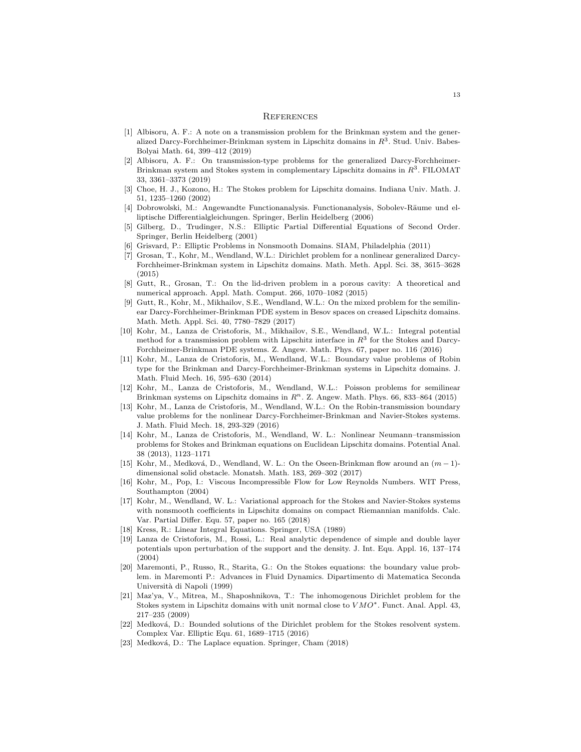## References

[1] Albisoru, A. F.: A note on a transmission problem for the Brinkman system and the generalized Darcy-Forchheimer-Brinkman system in Lipschitz domains in $R^3$. Stud. Univ. Babes-Bolyai Math. 64, 399–412 (2019)

[2] Albisoru, A. F.: On transmission-type problems for the generalized Darcy-Forchheimer-Brinkman system and Stokes system in complementary Lipschitz domains in $R^3$. FILOMAT 33, 3361–3373 (2019)

[3] Choe, H. J., Kozono, H.: The Stokes problem for Lipschitz domains. Indiana Univ. Math. J. 51, 1235–1260 (2002)

[4] Dobrowolski, M.: Angewandte Functionanalysis. Functionanalysis, Sobolev-Räume und elliptische Differentialgleichungen. Springer, Berlin Heidelberg (2006)

[5] Gilberg, D., Trudinger, N.S.: Elliptic Partial Differential Equations of Second Order. Springer, Berlin Heidelberg (2001)

[6] Grisvard, P.: Elliptic Problems in Nonsmooth Domains. SIAM, Philadelphia (2011)

[7] Grosan, T., Kohr, M., Wendland, W.L.: Dirichlet problem for a nonlinear generalized Darcy-Forchheimer-Brinkman system in Lipschitz domains. Math. Meth. Appl. Sci. 38, 3615–3628 (2015)

[8] Gutt, R., Grosan, T.: On the lid-driven problem in a porous cavity: A theoretical and numerical approach. Appl. Math. Comput. 266, 1070–1082 (2015)

[9] Gutt, R., Kohr, M., Mikhailov, S.E., Wendland, W.L.: On the mixed problem for the semilinear Darcy-Forchheimer-Brinkman PDE system in Besov spaces on creased Lipschitz domains. Math. Meth. Appl. Sci. 40, 7780–7829 (2017)

[10] Kohr, M., Lanza de Cristoforis, M., Mikhailov, S.E., Wendland, W.L.: Integral potential method for a transmission problem with Lipschitz interface in $R^3$ for the Stokes and Darcy-Forchheimer-Brinkman PDE systems. Z. Angew. Math. Phys. 67, paper no. 116 (2016)

[11] Kohr, M., Lanza de Cristoforis, M., Wendland, W.L.: Boundary value problems of Robin type for the Brinkman and Darcy-Forchheimer-Brinkman systems in Lipschitz domains. J. Math. Fluid Mech. 16, 595–630 (2014)

[12] Kohr, M., Lanza de Cristoforis, M., Wendland, W.L.: Poisson problems for semilinear Brinkman systems on Lipschitz domains in $R^n$. Z. Angew. Math. Phys. 66, 833–864 (2015)

[13] Kohr, M., Lanza de Cristoforis, M., Wendland, W.L.: On the Robin-transmission boundary value problems for the nonlinear Darcy-Forchheimer-Brinkman and Navier-Stokes systems. J. Math. Fluid Mech. 18, 293-329 (2016)

[14] Kohr, M., Lanza de Cristoforis, M., Wendland, W. L.: Nonlinear Neumann–transmission problems for Stokes and Brinkman equations on Euclidean Lipschitz domains. Potential Anal. 38 (2013), 1123–1171

[15] Kohr, M., Medková, D., Wendland, W. L.: On the Oseen-Brinkman flow around an $(m-1)$-dimensional solid obstacle. Monatsh. Math. 183, 269–302 (2017)

[16] Kohr, M., Pop, I.: Viscous Incompressible Flow for Low Reynolds Numbers. WIT Press, Southampton (2004)

[17] Kohr, M., Wendland, W. L.: Variational approach for the Stokes and Navier-Stokes systems with nonsmooth coefficients in Lipschitz domains on compact Riemannian manifolds. Calc. Var. Partial Differ. Equ. 57, paper no. 165 (2018)

[18] Kress, R.: Linear Integral Equations. Springer, USA (1989)

[19] Lanza de Cristoforis, M., Rossi, L.: Real analytic dependence of simple and double layer potentials upon perturbation of the support and the density. J. Int. Equ. Appl. 16, 137–174 (2004)

[20] Maremonti, P., Russo, R., Starita, G.: On the Stokes equations: the boundary value problem. in Maremonti P.: Advances in Fluid Dynamics. Dipartimento di Matematica Seconda Università di Napoli (1999)

[21] Maz'ya, V., Mitrea, M., Shaposhnikova, T.: The inhomogenous Dirichlet problem for the Stokes system in Lipschitz domains with unit normal close to $VMO^*$. Funct. Anal. Appl. 43, 217–235 (2009)

[22] Medková, D.: Bounded solutions of the Dirichlet problem for the Stokes resolvent system. Complex Var. Elliptic Equ. 61, 1689–1715 (2016)

[23] Medková, D.: The Laplace equation. Springer, Cham (2018)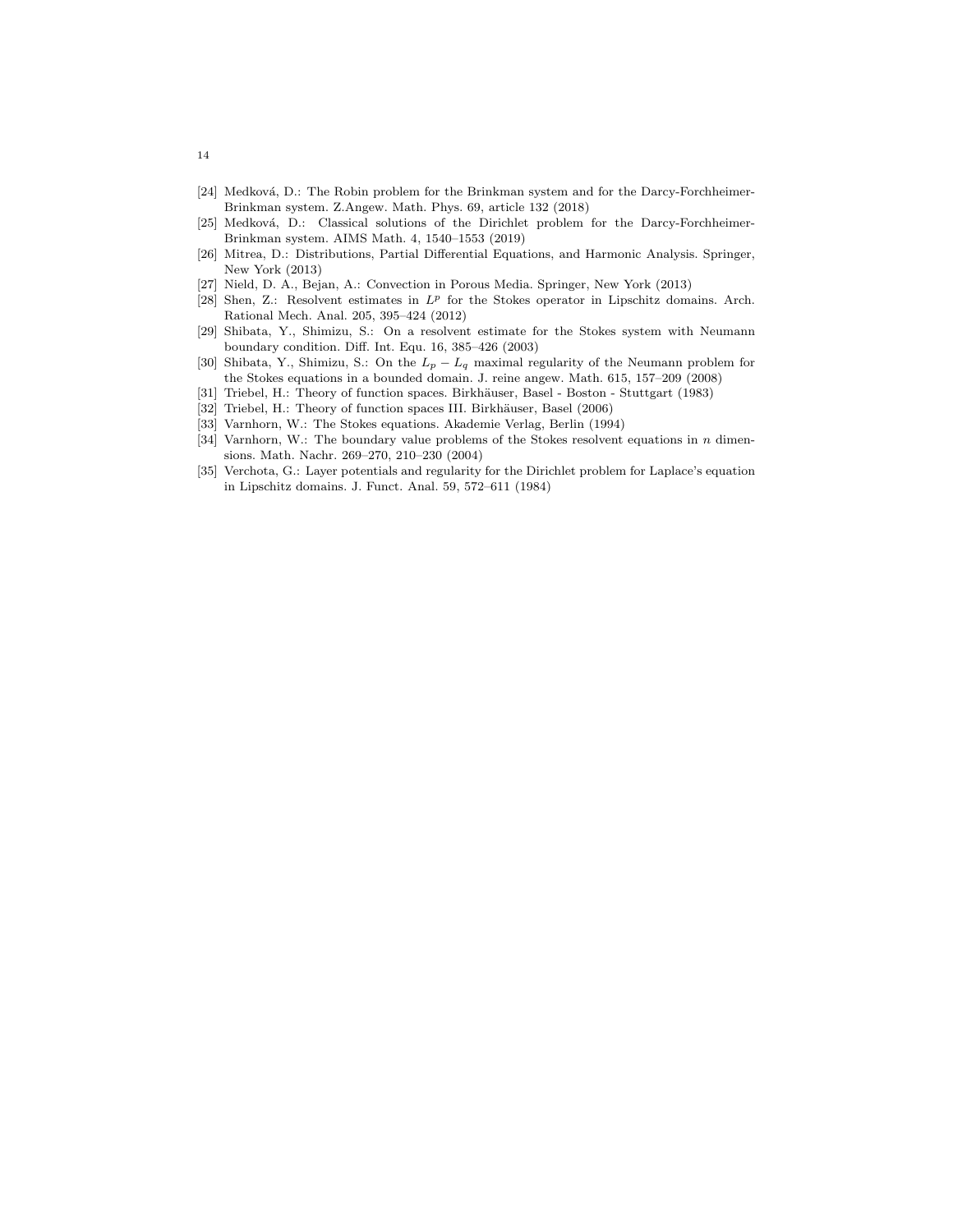[24] Medková, D.: The Robin problem for the Brinkman system and for the Darcy-Forchheimer-Brinkman system. Z.Angew. Math. Phys. 69, article 132 (2018)

[25] Medková, D.: Classical solutions of the Dirichlet problem for the Darcy-Forchheimer-Brinkman system. AIMS Math. 4, 1540–1553 (2019)

[26] Mitrea, D.: Distributions, Partial Differential Equations, and Harmonic Analysis. Springer, New York (2013)

[27] Nield, D. A., Bejan, A.: Convection in Porous Media. Springer, New York (2013)

[28] Shen, Z.: Resolvent estimates in $L^p$ for the Stokes operator in Lipschitz domains. Arch. Rational Mech. Anal. 205, 395–424 (2012)

[29] Shibata, Y., Shimizu, S.: On a resolvent estimate for the Stokes system with Neumann boundary condition. Diff. Int. Equ. 16, 385–426 (2003)

[30] Shibata, Y., Shimizu, S.: On the $L_p - L_q$ maximal regularity of the Neumann problem for the Stokes equations in a bounded domain. J. reine angew. Math. 615, 157–209 (2008)

[31] Triebel, H.: Theory of function spaces. Birkhäuser, Basel - Boston - Stuttgart (1983)

[32] Triebel, H.: Theory of function spaces III. Birkhäuser, Basel (2006)

[33] Varnhorn, W.: The Stokes equations. Akademie Verlag, Berlin (1994)

[34] Varnhorn, W.: The boundary value problems of the Stokes resolvent equations in $n$ dimensions. Math. Nachr. 269–270, 210–230 (2004)

[35] Verchota, G.: Layer potentials and regularity for the Dirichlet problem for Laplace's equation in Lipschitz domains. J. Funct. Anal. 59, 572–611 (1984)